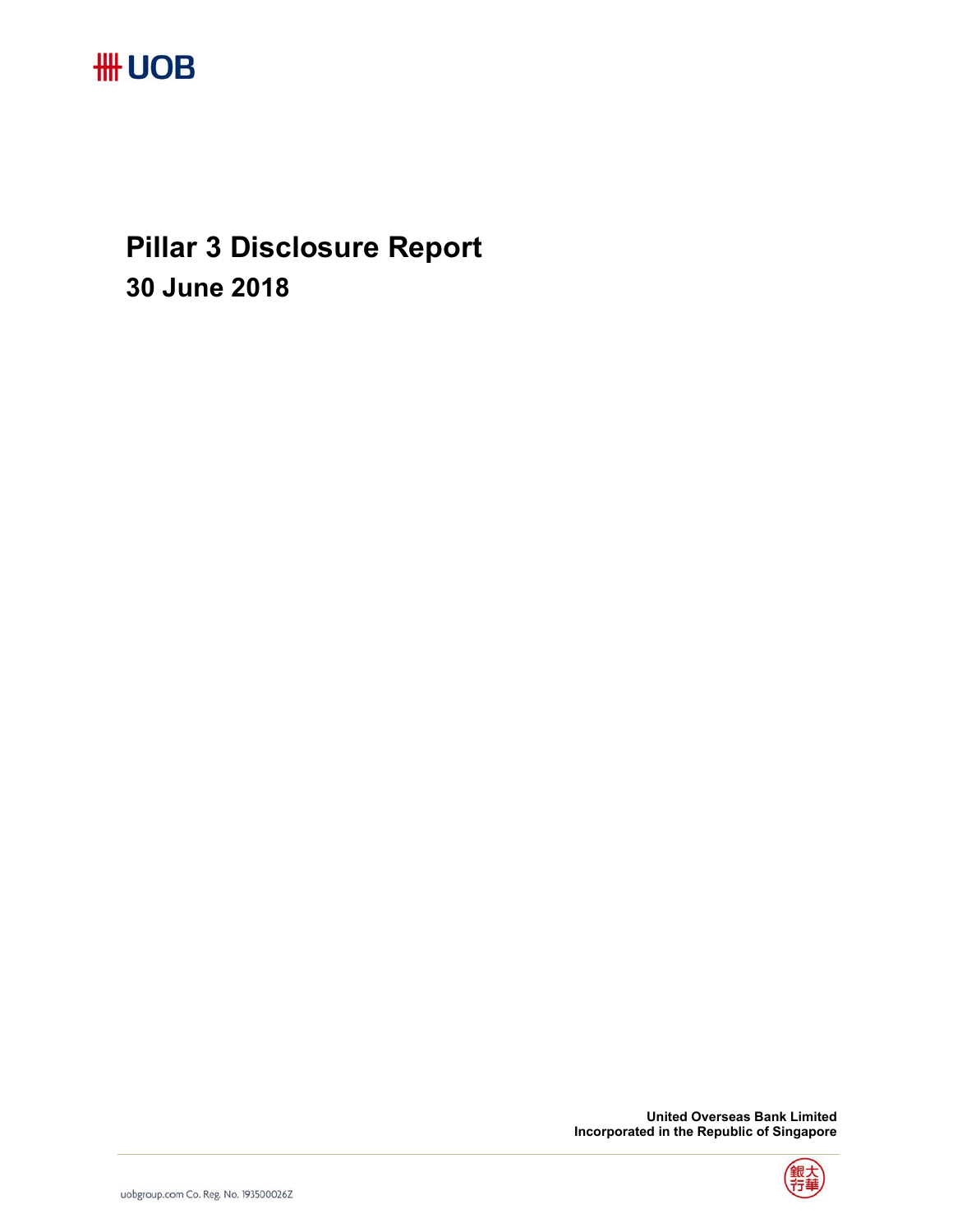UOB

# Pillar 3 Disclosure Report

## 30 June 2018

**United Overseas Bank Limited**
**Incorporated in the Republic of Singapore**

uobgroup.com Co. Reg. No. 193500026Z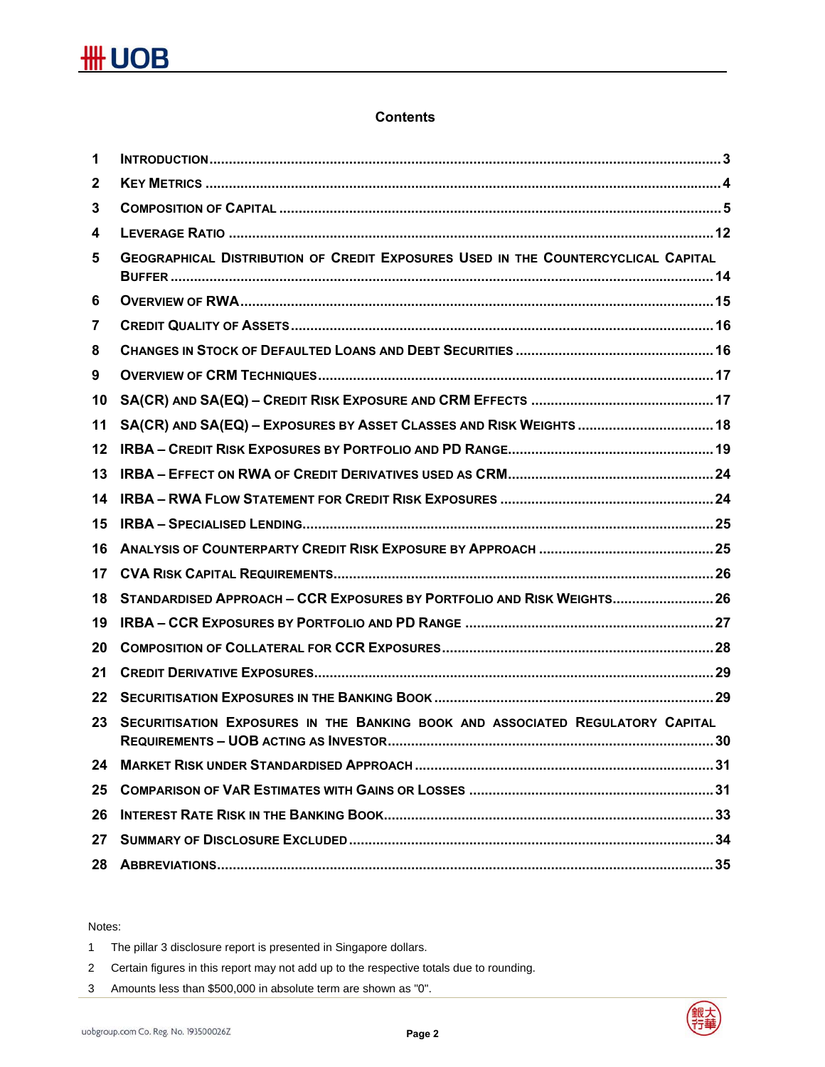## Contents

| | | |
|---|---|---|
| 1 | INTRODUCTION | 3 |
| 2 | KEY METRICS | 4 |
| 3 | COMPOSITION OF CAPITAL | 5 |
| 4 | LEVERAGE RATIO | 12 |
| 5 | GEOGRAPHICAL DISTRIBUTION OF CREDIT EXPOSURES USED IN THE COUNTERCYCLICAL CAPITAL BUFFER | 14 |
| 6 | OVERVIEW OF RWA | 15 |
| 7 | CREDIT QUALITY OF ASSETS | 16 |
| 8 | CHANGES IN STOCK OF DEFAULTED LOANS AND DEBT SECURITIES | 16 |
| 9 | OVERVIEW OF CRM TECHNIQUES | 17 |
| 10 | SA(CR) AND SA(EQ) – CREDIT RISK EXPOSURE AND CRM EFFECTS | 17 |
| 11 | SA(CR) AND SA(EQ) – EXPOSURES BY ASSET CLASSES AND RISK WEIGHTS | 18 |
| 12 | IRBA – CREDIT RISK EXPOSURES BY PORTFOLIO AND PD RANGE | 19 |
| 13 | IRBA – EFFECT ON RWA OF CREDIT DERIVATIVES USED AS CRM | 24 |
| 14 | IRBA – RWA FLOW STATEMENT FOR CREDIT RISK EXPOSURES | 24 |
| 15 | IRBA – SPECIALISED LENDING | 25 |
| 16 | ANALYSIS OF COUNTERPARTY CREDIT RISK EXPOSURE BY APPROACH | 25 |
| 17 | CVA RISK CAPITAL REQUIREMENTS | 26 |
| 18 | STANDARDISED APPROACH – CCR EXPOSURES BY PORTFOLIO AND RISK WEIGHTS | 26 |
| 19 | IRBA – CCR EXPOSURES BY PORTFOLIO AND PD RANGE | 27 |
| 20 | COMPOSITION OF COLLATERAL FOR CCR EXPOSURES | 28 |
| 21 | CREDIT DERIVATIVE EXPOSURES | 29 |
| 22 | SECURITISATION EXPOSURES IN THE BANKING BOOK | 29 |
| 23 | SECURITISATION EXPOSURES IN THE BANKING BOOK AND ASSOCIATED REGULATORY CAPITAL REQUIREMENTS – UOB ACTING AS INVESTOR | 30 |
| 24 | MARKET RISK UNDER STANDARDISED APPROACH | 31 |
| 25 | COMPARISON OF VAR ESTIMATES WITH GAINS OR LOSSES | 31 |
| 26 | INTEREST RATE RISK IN THE BANKING BOOK | 33 |
| 27 | SUMMARY OF DISCLOSURE EXCLUDED | 34 |
| 28 | ABBREVIATIONS | 35 |

Notes:

1. The pillar 3 disclosure report is presented in Singapore dollars.
2. Certain figures in this report may not add up to the respective totals due to rounding.
3. Amounts less than $500,000 in absolute term are shown as "0".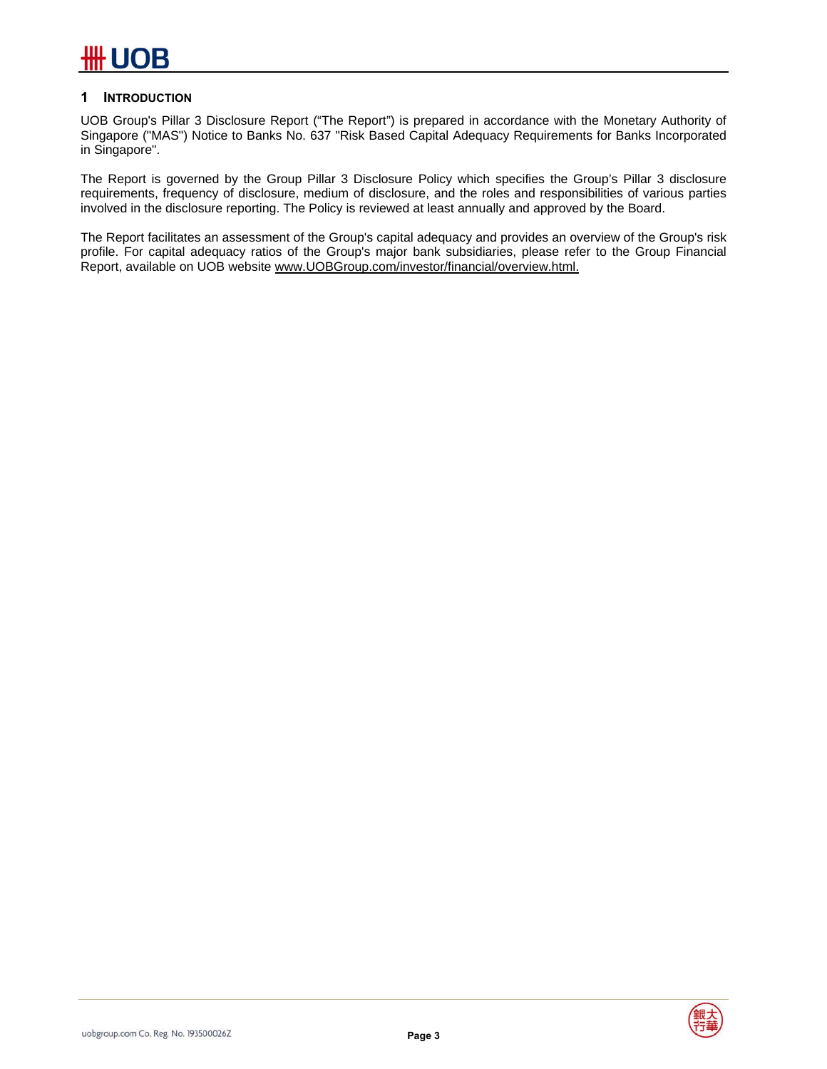## 1 INTRODUCTION

UOB Group's Pillar 3 Disclosure Report ("The Report") is prepared in accordance with the Monetary Authority of Singapore ("MAS") Notice to Banks No. 637 "Risk Based Capital Adequacy Requirements for Banks Incorporated in Singapore".

The Report is governed by the Group Pillar 3 Disclosure Policy which specifies the Group's Pillar 3 disclosure requirements, frequency of disclosure, medium of disclosure, and the roles and responsibilities of various parties involved in the disclosure reporting. The Policy is reviewed at least annually and approved by the Board.

The Report facilitates an assessment of the Group's capital adequacy and provides an overview of the Group's risk profile. For capital adequacy ratios of the Group's major bank subsidiaries, please refer to the Group Financial Report, available on UOB website www.UOBGroup.com/investor/financial/overview.html.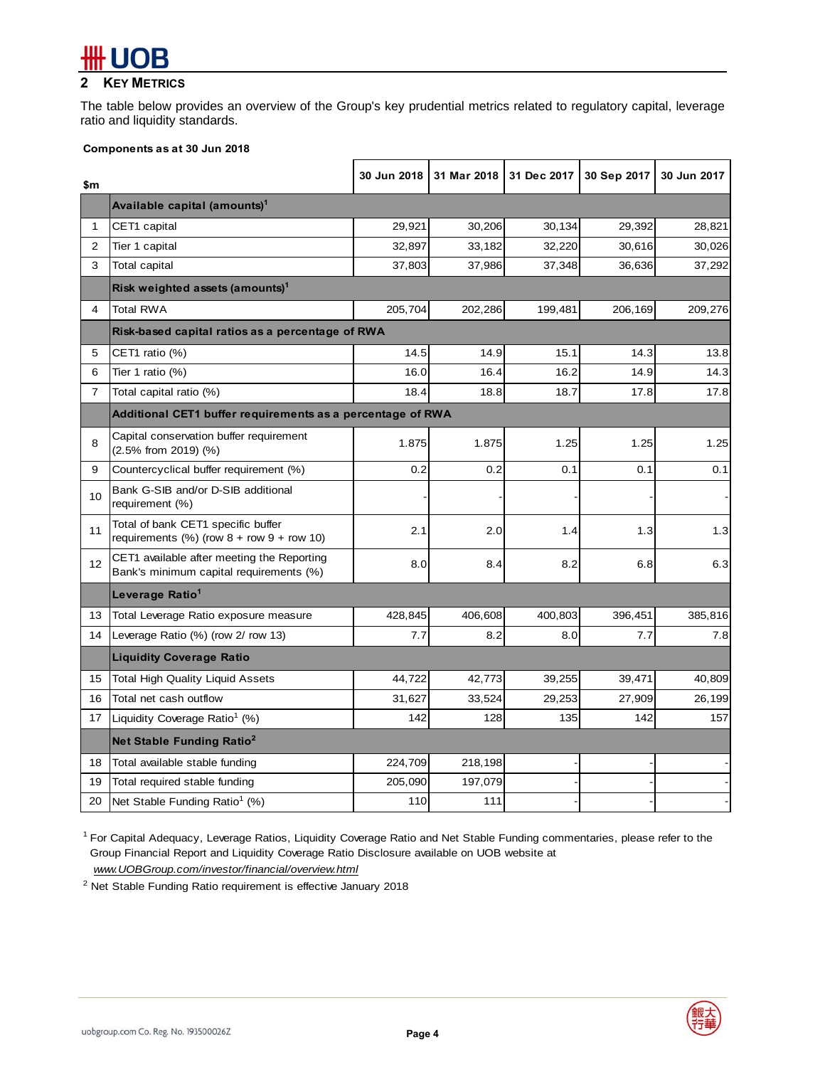## 2 KEY METRICS

The table below provides an overview of the Group's key prudential metrics related to regulatory capital, leverage ratio and liquidity standards.

**Components as at 30 Jun 2018**

| | $m | 30 Jun 2018 | 31 Mar 2018 | 31 Dec 2017 | 30 Sep 2017 | 30 Jun 2017 |
|---|---|---|---|---|---|---|
| | **Available capital (amounts)[1]** | | | | | |
| 1 | CET1 capital | 29,921 | 30,206 | 30,134 | 29,392 | 28,821 |
| 2 | Tier 1 capital | 32,897 | 33,182 | 32,220 | 30,616 | 30,026 |
| 3 | Total capital | 37,803 | 37,986 | 37,348 | 36,636 | 37,292 |
| | **Risk weighted assets (amounts)[1]** | | | | | |
| 4 | Total RWA | 205,704 | 202,286 | 199,481 | 206,169 | 209,276 |
| | **Risk-based capital ratios as a percentage of RWA** | | | | | |
| 5 | CET1 ratio (%) | 14.5 | 14.9 | 15.1 | 14.3 | 13.8 |
| 6 | Tier 1 ratio (%) | 16.0 | 16.4 | 16.2 | 14.9 | 14.3 |
| 7 | Total capital ratio (%) | 18.4 | 18.8 | 18.7 | 17.8 | 17.8 |
| | **Additional CET1 buffer requirements as a percentage of RWA** | | | | | |
| 8 | Capital conservation buffer requirement (2.5% from 2019) (%) | 1.875 | 1.875 | 1.25 | 1.25 | 1.25 |
| 9 | Countercyclical buffer requirement (%) | 0.2 | 0.2 | 0.1 | 0.1 | 0.1 |
| 10 | Bank G-SIB and/or D-SIB additional requirement (%) | - | - | - | - | - |
| 11 | Total of bank CET1 specific buffer requirements (%) (row 8 + row 9 + row 10) | 2.1 | 2.0 | 1.4 | 1.3 | 1.3 |
| 12 | CET1 available after meeting the Reporting Bank's minimum capital requirements (%) | 8.0 | 8.4 | 8.2 | 6.8 | 6.3 |
| | **Leverage Ratio[1]** | | | | | |
| 13 | Total Leverage Ratio exposure measure | 428,845 | 406,608 | 400,803 | 396,451 | 385,816 |
| 14 | Leverage Ratio (%) (row 2/ row 13) | 7.7 | 8.2 | 8.0 | 7.7 | 7.8 |
| | **Liquidity Coverage Ratio** | | | | | |
| 15 | Total High Quality Liquid Assets | 44,722 | 42,773 | 39,255 | 39,471 | 40,809 |
| 16 | Total net cash outflow | 31,627 | 33,524 | 29,253 | 27,909 | 26,199 |
| 17 | Liquidity Coverage Ratio[1] (%) | 142 | 128 | 135 | 142 | 157 |
| | **Net Stable Funding Ratio[2]** | | | | | |
| 18 | Total available stable funding | 224,709 | 218,198 | - | - | - |
| 19 | Total required stable funding | 205,090 | 197,079 | - | - | - |
| 20 | Net Stable Funding Ratio[1] (%) | 110 | 111 | - | - | - |

[1] For Capital Adequacy, Leverage Ratios, Liquidity Coverage Ratio and Net Stable Funding commentaries, please refer to the Group Financial Report and Liquidity Coverage Ratio Disclosure available on UOB website at *www.UOBGroup.com/investor/financial/overview.html*

[2] Net Stable Funding Ratio requirement is effective January 2018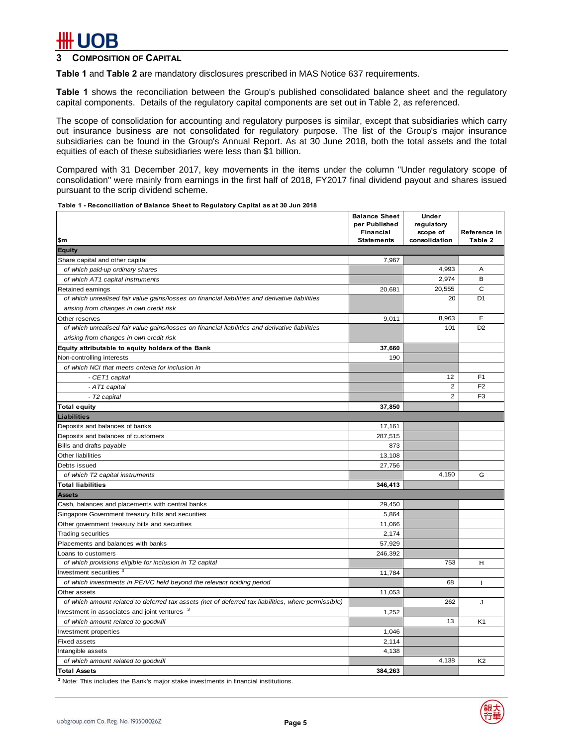## 3 COMPOSITION OF CAPITAL

**Table 1** and **Table 2** are mandatory disclosures prescribed in MAS Notice 637 requirements.

**Table 1** shows the reconciliation between the Group's published consolidated balance sheet and the regulatory capital components. Details of the regulatory capital components are set out in Table 2, as referenced.

The scope of consolidation for accounting and regulatory purposes is similar, except that subsidiaries which carry out insurance business are not consolidated for regulatory purpose. The list of the Group's major insurance subsidiaries can be found in the Group's Annual Report. As at 30 June 2018, both the total assets and the total equities of each of these subsidiaries were less than $1 billion.

Compared with 31 December 2017, key movements in the items under the column "Under regulatory scope of consolidation" were mainly from earnings in the first half of 2018, FY2017 final dividend payout and shares issued pursuant to the scrip dividend scheme.

**Table 1 - Reconciliation of Balance Sheet to Regulatory Capital as at 30 Jun 2018**

| $m | Balance Sheet per Published Financial Statements | Under regulatory scope of consolidation | Reference in Table 2 |
|---|---|---|---|
| **Equity** | | | |
| Share capital and other capital | 7,967 | | |
| *of which paid-up ordinary shares* | | 4,993 | A |
| *of which AT1 capital instruments* | | 2,974 | B |
| Retained earnings | 20,681 | 20,555 | C |
| *of which unrealised fair value gains/losses on financial liabilities and derivative liabilities arising from changes in own credit risk* | | 20 | D1 |
| Other reserves | 9,011 | 8,963 | E |
| *of which unrealised fair value gains/losses on financial liabilities and derivative liabilities arising from changes in own credit risk* | | 101 | D2 |
| **Equity attributable to equity holders of the Bank** | **37,660** | | |
| Non-controlling interests | 190 | | |
| *of which NCI that meets criteria for inclusion in* | | | |
| *- CET1 capital* | | 12 | F1 |
| *- AT1 capital* | | 2 | F2 |
| *- T2 capital* | | 2 | F3 |
| **Total equity** | **37,850** | | |
| **Liabilities** | | | |
| Deposits and balances of banks | 17,161 | | |
| Deposits and balances of customers | 287,515 | | |
| Bills and drafts payable | 873 | | |
| Other liabilities | 13,108 | | |
| Debts issued | 27,756 | | |
| *of which T2 capital instruments* | | 4,150 | G |
| **Total liabilities** | **346,413** | | |
| **Assets** | | | |
| Cash, balances and placements with central banks | 29,450 | | |
| Singapore Government treasury bills and securities | 5,864 | | |
| Other government treasury bills and securities | 11,066 | | |
| Trading securities | 2,174 | | |
| Placements and balances with banks | 57,929 | | |
| Loans to customers | 246,392 | | |
| *of which provisions eligible for inclusion in T2 capital* | | 753 | H |
| Investment securities [3] | 11,784 | | |
| *of which investments in PE/VC held beyond the relevant holding period* | | 68 | I |
| Other assets | 11,053 | | |
| *of which amount related to deferred tax assets (net of deferred tax liabilities, where permissible)* | | 262 | J |
| Investment in associates and joint ventures [3] | 1,252 | | |
| *of which amount related to goodwill* | | 13 | K1 |
| Investment properties | 1,046 | | |
| Fixed assets | 2,114 | | |
| Intangible assets | 4,138 | | |
| *of which amount related to goodwill* | | 4,138 | K2 |
| **Total Assets** | **384,263** | | |

[3] Note: This includes the Bank's major stake investments in financial institutions.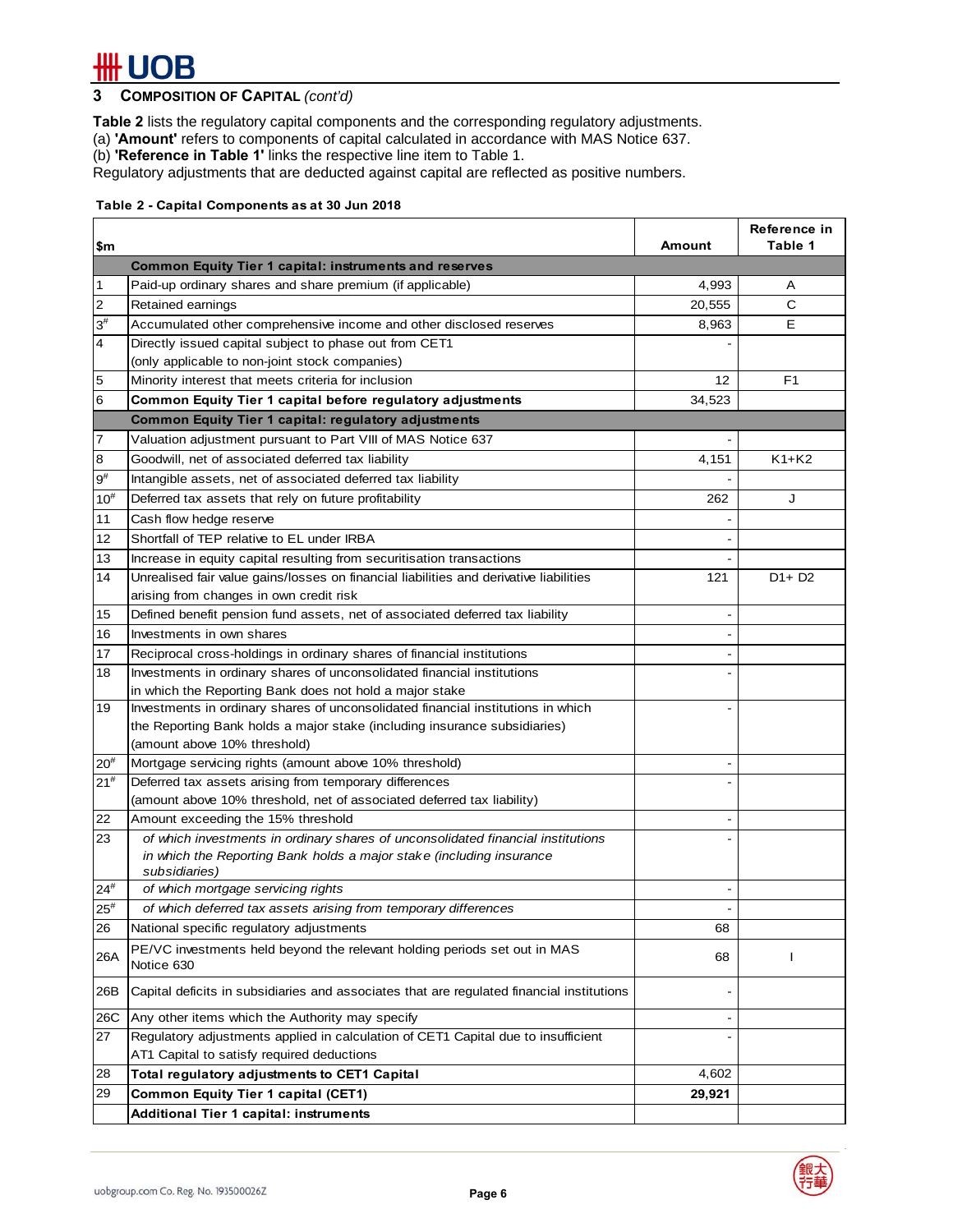## 3 COMPOSITION OF CAPITAL *(cont'd)*

**Table 2** lists the regulatory capital components and the corresponding regulatory adjustments.
(a) **'Amount'** refers to components of capital calculated in accordance with MAS Notice 637.
(b) **'Reference in Table 1'** links the respective line item to Table 1.
Regulatory adjustments that are deducted against capital are reflected as positive numbers.

**Table 2 - Capital Components as at 30 Jun 2018**

| $m | | Amount | Reference in Table 1 |
|---|---|---|---|
| | **Common Equity Tier 1 capital: instruments and reserves** | | |
| 1 | Paid-up ordinary shares and share premium (if applicable) | 4,993 | A |
| 2 | Retained earnings | 20,555 | C |
| 3# | Accumulated other comprehensive income and other disclosed reserves | 8,963 | E |
| 4 | Directly issued capital subject to phase out from CET1 (only applicable to non-joint stock companies) | - | |
| 5 | Minority interest that meets criteria for inclusion | 12 | F1 |
| 6 | **Common Equity Tier 1 capital before regulatory adjustments** | 34,523 | |
| | **Common Equity Tier 1 capital: regulatory adjustments** | | |
| 7 | Valuation adjustment pursuant to Part VIII of MAS Notice 637 | - | |
| 8 | Goodwill, net of associated deferred tax liability | 4,151 | K1+K2 |
| 9# | Intangible assets, net of associated deferred tax liability | - | |
| 10# | Deferred tax assets that rely on future profitability | 262 | J |
| 11 | Cash flow hedge reserve | - | |
| 12 | Shortfall of TEP relative to EL under IRBA | - | |
| 13 | Increase in equity capital resulting from securitisation transactions | - | |
| 14 | Unrealised fair value gains/losses on financial liabilities and derivative liabilities arising from changes in own credit risk | 121 | D1+ D2 |
| 15 | Defined benefit pension fund assets, net of associated deferred tax liability | - | |
| 16 | Investments in own shares | - | |
| 17 | Reciprocal cross-holdings in ordinary shares of financial institutions | - | |
| 18 | Investments in ordinary shares of unconsolidated financial institutions in which the Reporting Bank does not hold a major stake | - | |
| 19 | Investments in ordinary shares of unconsolidated financial institutions in which the Reporting Bank holds a major stake (including insurance subsidiaries) (amount above 10% threshold) | - | |
| 20# | Mortgage servicing rights (amount above 10% threshold) | - | |
| 21# | Deferred tax assets arising from temporary differences (amount above 10% threshold, net of associated deferred tax liability) | - | |
| 22 | Amount exceeding the 15% threshold | - | |
| 23 | *of which investments in ordinary shares of unconsolidated financial institutions in which the Reporting Bank holds a major stake (including insurance subsidiaries)* | - | |
| 24# | *of which mortgage servicing rights* | - | |
| 25# | *of which deferred tax assets arising from temporary differences* | - | |
| 26 | National specific regulatory adjustments | 68 | |
| 26A | PE/VC investments held beyond the relevant holding periods set out in MAS Notice 630 | 68 | I |
| 26B | Capital deficits in subsidiaries and associates that are regulated financial institutions | - | |
| 26C | Any other items which the Authority may specify | - | |
| 27 | Regulatory adjustments applied in calculation of CET1 Capital due to insufficient AT1 Capital to satisfy required deductions | - | |
| 28 | **Total regulatory adjustments to CET1 Capital** | 4,602 | |
| 29 | **Common Equity Tier 1 capital (CET1)** | **29,921** | |
| | **Additional Tier 1 capital: instruments** | | |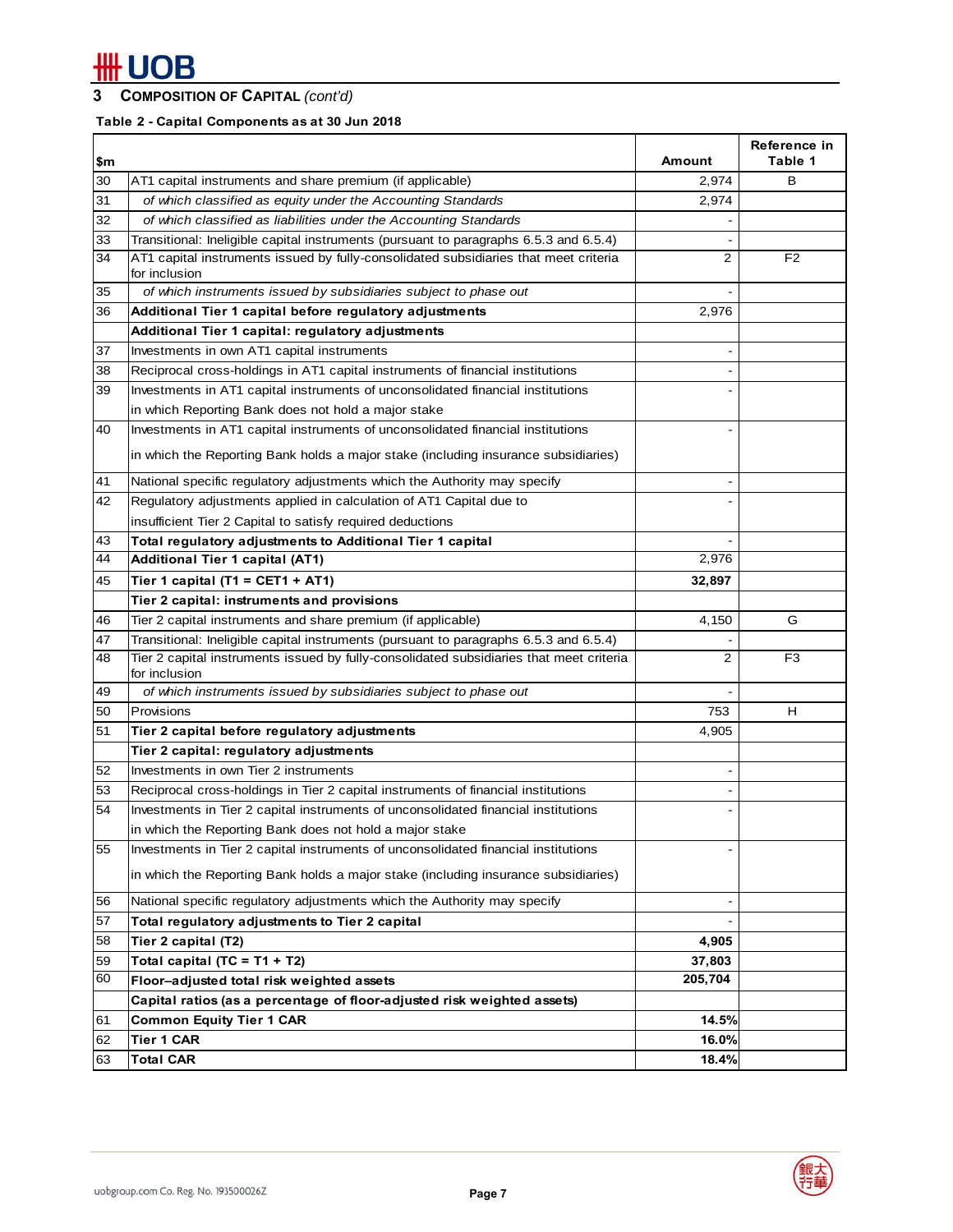## 3 COMPOSITION OF CAPITAL *(cont'd)*

**Table 2 - Capital Components as at 30 Jun 2018**

| $m | | Amount | Reference in Table 1 |
|---|---|---|---|
| 30 | AT1 capital instruments and share premium (if applicable) | 2,974 | B |
| 31 | *of which classified as equity under the Accounting Standards* | 2,974 | |
| 32 | *of which classified as liabilities under the Accounting Standards* | - | |
| 33 | Transitional: Ineligible capital instruments (pursuant to paragraphs 6.5.3 and 6.5.4) | - | |
| 34 | AT1 capital instruments issued by fully-consolidated subsidiaries that meet criteria for inclusion | 2 | F2 |
| 35 | *of which instruments issued by subsidiaries subject to phase out* | - | |
| 36 | **Additional Tier 1 capital before regulatory adjustments** | 2,976 | |
| | **Additional Tier 1 capital: regulatory adjustments** | | |
| 37 | Investments in own AT1 capital instruments | - | |
| 38 | Reciprocal cross-holdings in AT1 capital instruments of financial institutions | - | |
| 39 | Investments in AT1 capital instruments of unconsolidated financial institutions in which Reporting Bank does not hold a major stake | - | |
| 40 | Investments in AT1 capital instruments of unconsolidated financial institutions in which the Reporting Bank holds a major stake (including insurance subsidiaries) | - | |
| 41 | National specific regulatory adjustments which the Authority may specify | - | |
| 42 | Regulatory adjustments applied in calculation of AT1 Capital due to insufficient Tier 2 Capital to satisfy required deductions | - | |
| 43 | **Total regulatory adjustments to Additional Tier 1 capital** | - | |
| 44 | **Additional Tier 1 capital (AT1)** | 2,976 | |
| 45 | **Tier 1 capital (T1 = CET1 + AT1)** | **32,897** | |
| | **Tier 2 capital: instruments and provisions** | | |
| 46 | Tier 2 capital instruments and share premium (if applicable) | 4,150 | G |
| 47 | Transitional: Ineligible capital instruments (pursuant to paragraphs 6.5.3 and 6.5.4) | - | |
| 48 | Tier 2 capital instruments issued by fully-consolidated subsidiaries that meet criteria for inclusion | 2 | F3 |
| 49 | *of which instruments issued by subsidiaries subject to phase out* | - | |
| 50 | Provisions | 753 | H |
| 51 | **Tier 2 capital before regulatory adjustments** | 4,905 | |
| | **Tier 2 capital: regulatory adjustments** | | |
| 52 | Investments in own Tier 2 instruments | - | |
| 53 | Reciprocal cross-holdings in Tier 2 capital instruments of financial institutions | - | |
| 54 | Investments in Tier 2 capital instruments of unconsolidated financial institutions in which the Reporting Bank does not hold a major stake | - | |
| 55 | Investments in Tier 2 capital instruments of unconsolidated financial institutions in which the Reporting Bank holds a major stake (including insurance subsidiaries) | - | |
| 56 | National specific regulatory adjustments which the Authority may specify | - | |
| 57 | **Total regulatory adjustments to Tier 2 capital** | - | |
| 58 | **Tier 2 capital (T2)** | **4,905** | |
| 59 | **Total capital (TC = T1 + T2)** | **37,803** | |
| 60 | **Floor–adjusted total risk weighted assets** | **205,704** | |
| | **Capital ratios (as a percentage of floor-adjusted risk weighted assets)** | | |
| 61 | **Common Equity Tier 1 CAR** | **14.5%** | |
| 62 | **Tier 1 CAR** | **16.0%** | |
| 63 | **Total CAR** | **18.4%** | |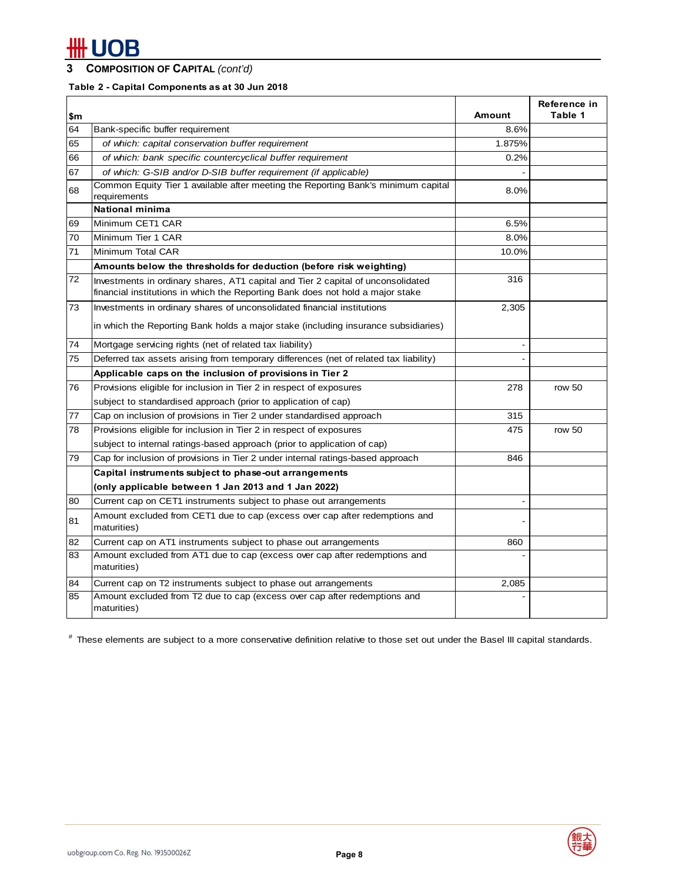## 3 COMPOSITION OF CAPITAL *(cont'd)*

**Table 2 - Capital Components as at 30 Jun 2018**

| $m | | Amount | Reference in Table 1 |
|---|---|---|---|
| 64 | Bank-specific buffer requirement | 8.6% | |
| 65 | *of which: capital conservation buffer requirement* | 1.875% | |
| 66 | *of which: bank specific countercyclical buffer requirement* | 0.2% | |
| 67 | *of which: G-SIB and/or D-SIB buffer requirement (if applicable)* | - | |
| 68 | Common Equity Tier 1 available after meeting the Reporting Bank's minimum capital requirements | 8.0% | |
| | **National minima** | | |
| 69 | Minimum CET1 CAR | 6.5% | |
| 70 | Minimum Tier 1 CAR | 8.0% | |
| 71 | Minimum Total CAR | 10.0% | |
| | **Amounts below the thresholds for deduction (before risk weighting)** | | |
| 72 | Investments in ordinary shares, AT1 capital and Tier 2 capital of unconsolidated financial institutions in which the Reporting Bank does not hold a major stake | 316 | |
| 73 | Investments in ordinary shares of unconsolidated financial institutions in which the Reporting Bank holds a major stake (including insurance subsidiaries) | 2,305 | |
| 74 | Mortgage servicing rights (net of related tax liability) | - | |
| 75 | Deferred tax assets arising from temporary differences (net of related tax liability) | - | |
| | **Applicable caps on the inclusion of provisions in Tier 2** | | |
| 76 | Provisions eligible for inclusion in Tier 2 in respect of exposures subject to standardised approach (prior to application of cap) | 278 | row 50 |
| 77 | Cap on inclusion of provisions in Tier 2 under standardised approach | 315 | |
| 78 | Provisions eligible for inclusion in Tier 2 in respect of exposures subject to internal ratings-based approach (prior to application of cap) | 475 | row 50 |
| 79 | Cap for inclusion of provisions in Tier 2 under internal ratings-based approach | 846 | |
| | **Capital instruments subject to phase-out arrangements (only applicable between 1 Jan 2013 and 1 Jan 2022)** | | |
| 80 | Current cap on CET1 instruments subject to phase out arrangements | - | |
| 81 | Amount excluded from CET1 due to cap (excess over cap after redemptions and maturities) | - | |
| 82 | Current cap on AT1 instruments subject to phase out arrangements | 860 | |
| 83 | Amount excluded from AT1 due to cap (excess over cap after redemptions and maturities) | - | |
| 84 | Current cap on T2 instruments subject to phase out arrangements | 2,085 | |
| 85 | Amount excluded from T2 due to cap (excess over cap after redemptions and maturities) | - | |

\# These elements are subject to a more conservative definition relative to those set out under the Basel III capital standards.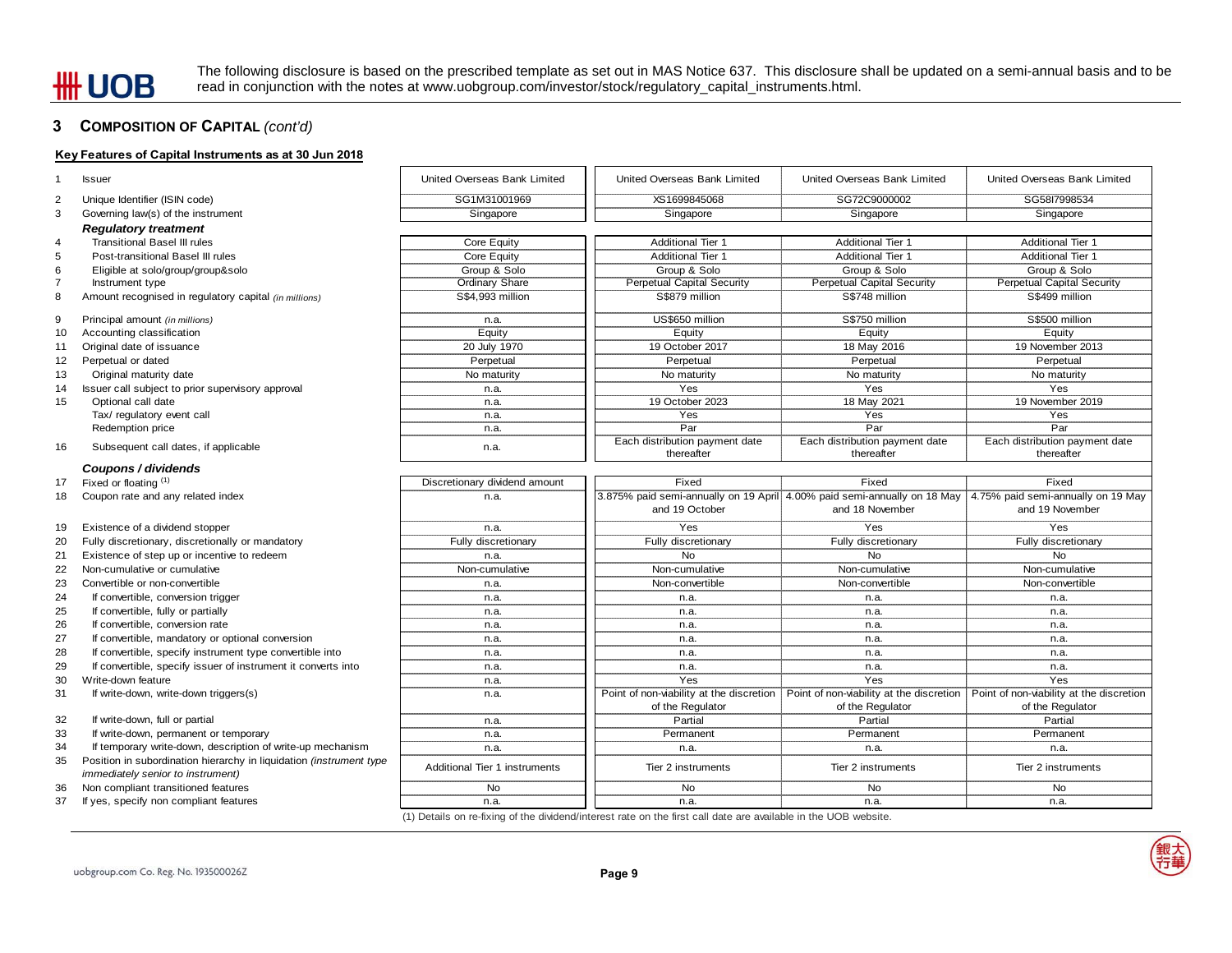The following disclosure is based on the prescribed template as set out in MAS Notice 637. This disclosure shall be updated on a semi-annual basis and to be read in conjunction with the notes at www.uobgroup.com/investor/stock/regulatory_capital_instruments.html.

## 3 COMPOSITION OF CAPITAL *(cont'd)*

### Key Features of Capital Instruments as at 30 Jun 2018

| No. | Feature | | | | |
|---|---|---|---|---|---|
| 1 | Issuer | United Overseas Bank Limited | United Overseas Bank Limited | United Overseas Bank Limited | United Overseas Bank Limited |
| 2 | Unique Identifier (ISIN code) | SG1M31001969 | XS1699845068 | SG72C9000002 | SG58I7998534 |
| 3 | Governing law(s) of the instrument | Singapore | Singapore | Singapore | Singapore |
| | ***Regulatory treatment*** | | | | |
| 4 | Transitional Basel III rules | Core Equity | Additional Tier 1 | Additional Tier 1 | Additional Tier 1 |
| 5 | Post-transitional Basel III rules | Core Equity | Additional Tier 1 | Additional Tier 1 | Additional Tier 1 |
| 6 | Eligible at solo/group/group&solo | Group & Solo | Group & Solo | Group & Solo | Group & Solo |
| 7 | Instrument type | Ordinary Share | Perpetual Capital Security | Perpetual Capital Security | Perpetual Capital Security |
| 8 | Amount recognised in regulatory capital *(in millions)* | S$4,993 million | S$879 million | S$748 million | S$499 million |
| 9 | Principal amount *(in millions)* | n.a. | US$650 million | S$750 million | S$500 million |
| 10 | Accounting classification | Equity | Equity | Equity | Equity |
| 11 | Original date of issuance | 20 July 1970 | 19 October 2017 | 18 May 2016 | 19 November 2013 |
| 12 | Perpetual or dated | Perpetual | Perpetual | Perpetual | Perpetual |
| 13 | Original maturity date | No maturity | No maturity | No maturity | No maturity |
| 14 | Issuer call subject to prior supervisory approval | n.a. | Yes | Yes | Yes |
| 15 | Optional call date | n.a. | 19 October 2023 | 18 May 2021 | 19 November 2019 |
| | Tax/ regulatory event call | n.a. | Yes | Yes | Yes |
| | Redemption price | n.a. | Par | Par | Par |
| 16 | Subsequent call dates, if applicable | n.a. | Each distribution payment date thereafter | Each distribution payment date thereafter | Each distribution payment date thereafter |
| | ***Coupons / dividends*** | | | | |
| 17 | Fixed or floating [(1)] | Discretionary dividend amount | Fixed | Fixed | Fixed |
| 18 | Coupon rate and any related index | n.a. | 3.875% paid semi-annually on 19 April and 19 October | 4.00% paid semi-annually on 18 May and 18 November | 4.75% paid semi-annually on 19 May and 19 November |
| 19 | Existence of a dividend stopper | n.a. | Yes | Yes | Yes |
| 20 | Fully discretionary, discretionally or mandatory | Fully discretionary | Fully discretionary | Fully discretionary | Fully discretionary |
| 21 | Existence of step up or incentive to redeem | n.a. | No | No | No |
| 22 | Non-cumulative or cumulative | Non-cumulative | Non-cumulative | Non-cumulative | Non-cumulative |
| 23 | Convertible or non-convertible | n.a. | Non-convertible | Non-convertible | Non-convertible |
| 24 | If convertible, conversion trigger | n.a. | n.a. | n.a. | n.a. |
| 25 | If convertible, fully or partially | n.a. | n.a. | n.a. | n.a. |
| 26 | If convertible, conversion rate | n.a. | n.a. | n.a. | n.a. |
| 27 | If convertible, mandatory or optional conversion | n.a. | n.a. | n.a. | n.a. |
| 28 | If convertible, specify instrument type convertible into | n.a. | n.a. | n.a. | n.a. |
| 29 | If convertible, specify issuer of instrument it converts into | n.a. | n.a. | n.a. | n.a. |
| 30 | Write-down feature | n.a. | Yes | Yes | Yes |
| 31 | If write-down, write-down triggers(s) | n.a. | Point of non-viability at the discretion of the Regulator | Point of non-viability at the discretion of the Regulator | Point of non-viability at the discretion of the Regulator |
| 32 | If write-down, full or partial | n.a. | Partial | Partial | Partial |
| 33 | If write-down, permanent or temporary | n.a. | Permanent | Permanent | Permanent |
| 34 | If temporary write-down, description of write-up mechanism | n.a. | n.a. | n.a. | n.a. |
| 35 | Position in subordination hierarchy in liquidation *(instrument type immediately senior to instrument)* | Additional Tier 1 instruments | Tier 2 instruments | Tier 2 instruments | Tier 2 instruments |
| 36 | Non compliant transitioned features | No | No | No | No |
| 37 | If yes, specify non compliant features | n.a. | n.a. | n.a. | n.a. |

(1) Details on re-fixing of the dividend/interest rate on the first call date are available in the UOB website.

uobgroup.com Co. Reg. No. 193500026Z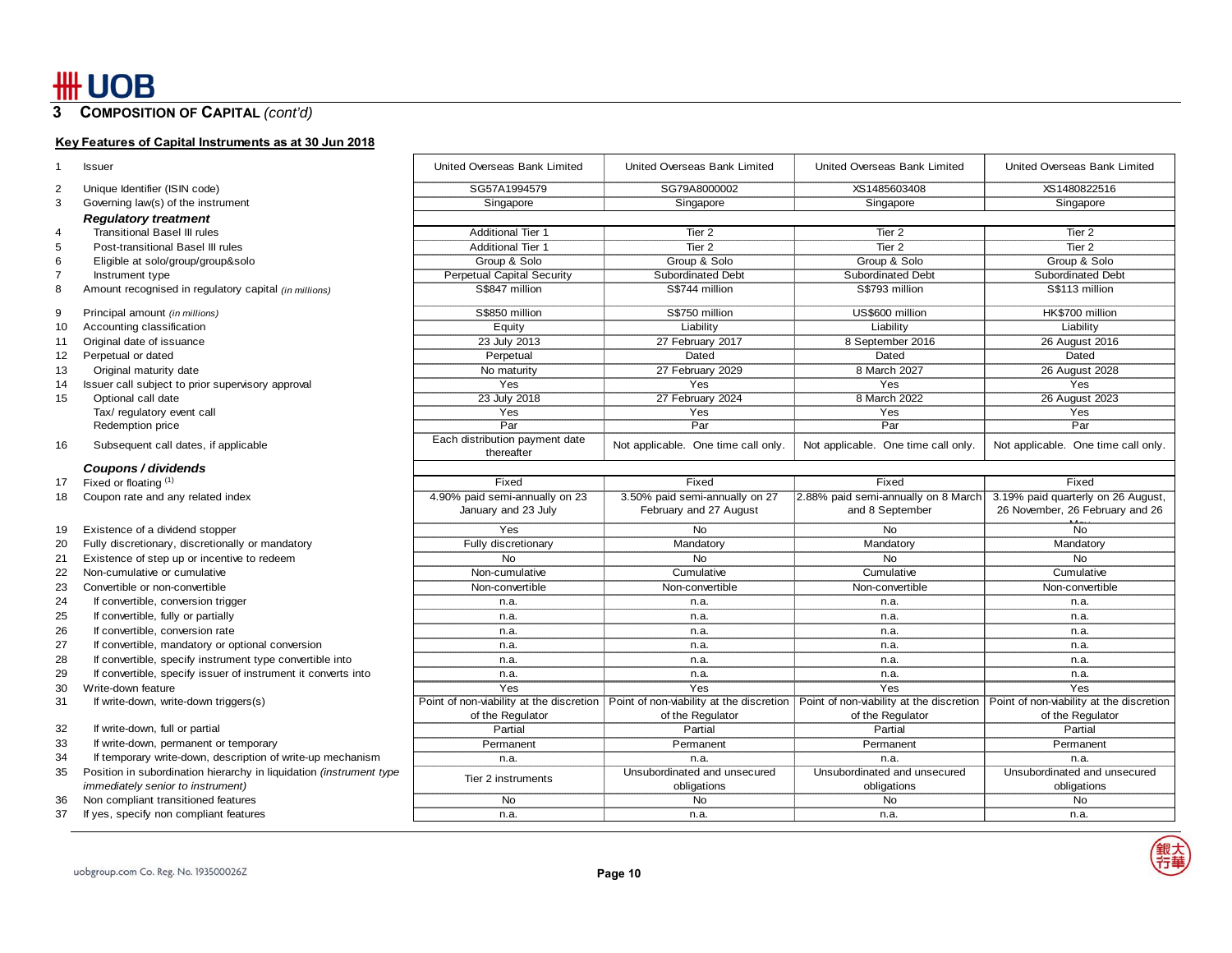## 3 COMPOSITION OF CAPITAL *(cont'd)*

**Key Features of Capital Instruments as at 30 Jun 2018**

| | | | | | |
|---|---|---|---|---|---|
| 1 | Issuer | United Overseas Bank Limited | United Overseas Bank Limited | United Overseas Bank Limited | United Overseas Bank Limited |
| 2 | Unique Identifier (ISIN code) | SG57A1994579 | SG79A8000002 | XS1485603408 | XS1480822516 |
| 3 | Governing law(s) of the instrument | Singapore | Singapore | Singapore | Singapore |
| | ***Regulatory treatment*** | | | | |
| 4 | Transitional Basel III rules | Additional Tier 1 | Tier 2 | Tier 2 | Tier 2 |
| 5 | Post-transitional Basel III rules | Additional Tier 1 | Tier 2 | Tier 2 | Tier 2 |
| 6 | Eligible at solo/group/group&solo | Group & Solo | Group & Solo | Group & Solo | Group & Solo |
| 7 | Instrument type | Perpetual Capital Security | Subordinated Debt | Subordinated Debt | Subordinated Debt |
| 8 | Amount recognised in regulatory capital *(in millions)* | S$847 million | S$744 million | S$793 million | S$113 million |
| 9 | Principal amount *(in millions)* | S$850 million | S$750 million | US$600 million | HK$700 million |
| 10 | Accounting classification | Equity | Liability | Liability | Liability |
| 11 | Original date of issuance | 23 July 2013 | 27 February 2017 | 8 September 2016 | 26 August 2016 |
| 12 | Perpetual or dated | Perpetual | Dated | Dated | Dated |
| 13 | Original maturity date | No maturity | 27 February 2029 | 8 March 2027 | 26 August 2028 |
| 14 | Issuer call subject to prior supervisory approval | Yes | Yes | Yes | Yes |
| 15 | Optional call date | 23 July 2018 | 27 February 2024 | 8 March 2022 | 26 August 2023 |
| | Tax/ regulatory event call | Yes | Yes | Yes | Yes |
| | Redemption price | Par | Par | Par | Par |
| 16 | Subsequent call dates, if applicable | Each distribution payment date thereafter | Not applicable. One time call only. | Not applicable. One time call only. | Not applicable. One time call only. |
| | ***Coupons / dividends*** | | | | |
| 17 | Fixed or floating [1] | Fixed | Fixed | Fixed | Fixed |
| 18 | Coupon rate and any related index | 4.90% paid semi-annually on 23 January and 23 July | 3.50% paid semi-annually on 27 February and 27 August | 2.88% paid semi-annually on 8 March and 8 September | 3.19% paid quarterly on 26 August, 26 November, 26 February and 26 May |
| 19 | Existence of a dividend stopper | Yes | No | No | No |
| 20 | Fully discretionary, discretionally or mandatory | Fully discretionary | Mandatory | Mandatory | Mandatory |
| 21 | Existence of step up or incentive to redeem | No | No | No | No |
| 22 | Non-cumulative or cumulative | Non-cumulative | Cumulative | Cumulative | Cumulative |
| 23 | Convertible or non-convertible | Non-convertible | Non-convertible | Non-convertible | Non-convertible |
| 24 | If convertible, conversion trigger | n.a. | n.a. | n.a. | n.a. |
| 25 | If convertible, fully or partially | n.a. | n.a. | n.a. | n.a. |
| 26 | If convertible, conversion rate | n.a. | n.a. | n.a. | n.a. |
| 27 | If convertible, mandatory or optional conversion | n.a. | n.a. | n.a. | n.a. |
| 28 | If convertible, specify instrument type convertible into | n.a. | n.a. | n.a. | n.a. |
| 29 | If convertible, specify issuer of instrument it converts into | n.a. | n.a. | n.a. | n.a. |
| 30 | Write-down feature | Yes | Yes | Yes | Yes |
| 31 | If write-down, write-down triggers(s) | Point of non-viability at the discretion of the Regulator | Point of non-viability at the discretion of the Regulator | Point of non-viability at the discretion of the Regulator | Point of non-viability at the discretion of the Regulator |
| 32 | If write-down, full or partial | Partial | Partial | Partial | Partial |
| 33 | If write-down, permanent or temporary | Permanent | Permanent | Permanent | Permanent |
| 34 | If temporary write-down, description of write-up mechanism | n.a. | n.a. | n.a. | n.a. |
| 35 | Position in subordination hierarchy in liquidation *(instrument type immediately senior to instrument)* | Tier 2 instruments | Unsubordinated and unsecured obligations | Unsubordinated and unsecured obligations | Unsubordinated and unsecured obligations |
| 36 | Non compliant transitioned features | No | No | No | No |
| 37 | If yes, specify non compliant features | n.a. | n.a. | n.a. | n.a. |

uobgroup.com Co. Reg. No. 193500026Z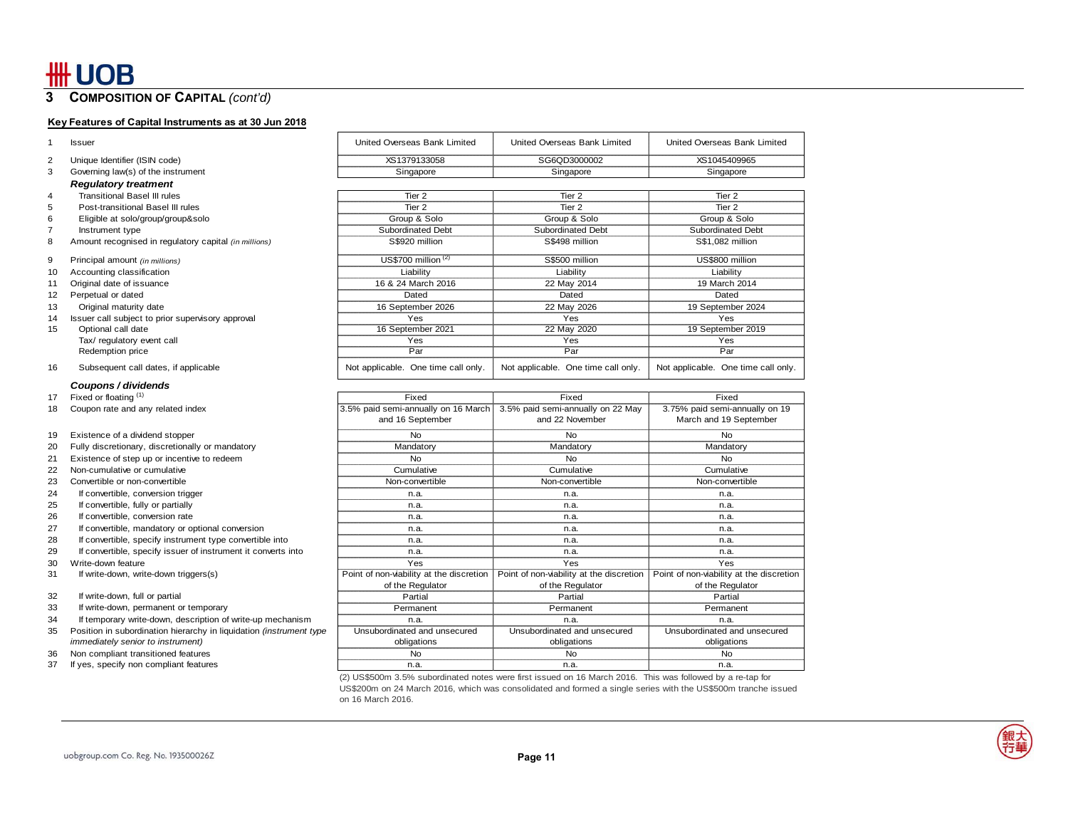## 3 COMPOSITION OF CAPITAL *(cont'd)*

**Key Features of Capital Instruments as at 30 Jun 2018**

| | | | | |
|---|---|---|---|---|
| 1 | Issuer | United Overseas Bank Limited | United Overseas Bank Limited | United Overseas Bank Limited |
| 2 | Unique Identifier (ISIN code) | XS1379133058 | SG6QD3000002 | XS1045409965 |
| 3 | Governing law(s) of the instrument | Singapore | Singapore | Singapore |
| | ***Regulatory treatment*** | | | |
| 4 | Transitional Basel III rules | Tier 2 | Tier 2 | Tier 2 |
| 5 | Post-transitional Basel III rules | Tier 2 | Tier 2 | Tier 2 |
| 6 | Eligible at solo/group/group&solo | Group & Solo | Group & Solo | Group & Solo |
| 7 | Instrument type | Subordinated Debt | Subordinated Debt | Subordinated Debt |
| 8 | Amount recognised in regulatory capital *(in millions)* | S$920 million | S$498 million | S$1,082 million |
| 9 | Principal amount *(in millions)* | US$700 million [(2)] | S$500 million | US$800 million |
| 10 | Accounting classification | Liability | Liability | Liability |
| 11 | Original date of issuance | 16 & 24 March 2016 | 22 May 2014 | 19 March 2014 |
| 12 | Perpetual or dated | Dated | Dated | Dated |
| 13 | Original maturity date | 16 September 2026 | 22 May 2026 | 19 September 2024 |
| 14 | Issuer call subject to prior supervisory approval | Yes | Yes | Yes |
| 15 | Optional call date | 16 September 2021 | 22 May 2020 | 19 September 2019 |
| | Tax/ regulatory event call | Yes | Yes | Yes |
| | Redemption price | Par | Par | Par |
| 16 | Subsequent call dates, if applicable | Not applicable. One time call only. | Not applicable. One time call only. | Not applicable. One time call only. |
| | ***Coupons / dividends*** | | | |
| 17 | Fixed or floating [(1)] | Fixed | Fixed | Fixed |
| 18 | Coupon rate and any related index | 3.5% paid semi-annually on 16 March and 16 September | 3.5% paid semi-annually on 22 May and 22 November | 3.75% paid semi-annually on 19 March and 19 September |
| 19 | Existence of a dividend stopper | No | No | No |
| 20 | Fully discretionary, discretionally or mandatory | Mandatory | Mandatory | Mandatory |
| 21 | Existence of step up or incentive to redeem | No | No | No |
| 22 | Non-cumulative or cumulative | Cumulative | Cumulative | Cumulative |
| 23 | Convertible or non-convertible | Non-convertible | Non-convertible | Non-convertible |
| 24 | If convertible, conversion trigger | n.a. | n.a. | n.a. |
| 25 | If convertible, fully or partially | n.a. | n.a. | n.a. |
| 26 | If convertible, conversion rate | n.a. | n.a. | n.a. |
| 27 | If convertible, mandatory or optional conversion | n.a. | n.a. | n.a. |
| 28 | If convertible, specify instrument type convertible into | n.a. | n.a. | n.a. |
| 29 | If convertible, specify issuer of instrument it converts into | n.a. | n.a. | n.a. |
| 30 | Write-down feature | Yes | Yes | Yes |
| 31 | If write-down, write-down triggers(s) | Point of non-viability at the discretion of the Regulator | Point of non-viability at the discretion of the Regulator | Point of non-viability at the discretion of the Regulator |
| 32 | If write-down, full or partial | Partial | Partial | Partial |
| 33 | If write-down, permanent or temporary | Permanent | Permanent | Permanent |
| 34 | If temporary write-down, description of write-up mechanism | n.a. | n.a. | n.a. |
| 35 | Position in subordination hierarchy in liquidation *(instrument type immediately senior to instrument)* | Unsubordinated and unsecured obligations | Unsubordinated and unsecured obligations | Unsubordinated and unsecured obligations |
| 36 | Non compliant transitioned features | No | No | No |
| 37 | If yes, specify non compliant features | n.a. | n.a. | n.a. |

(2) US$500m 3.5% subordinated notes were first issued on 16 March 2016. This was followed by a re-tap for US$200m on 24 March 2016, which was consolidated and formed a single series with the US$500m tranche issued on 16 March 2016.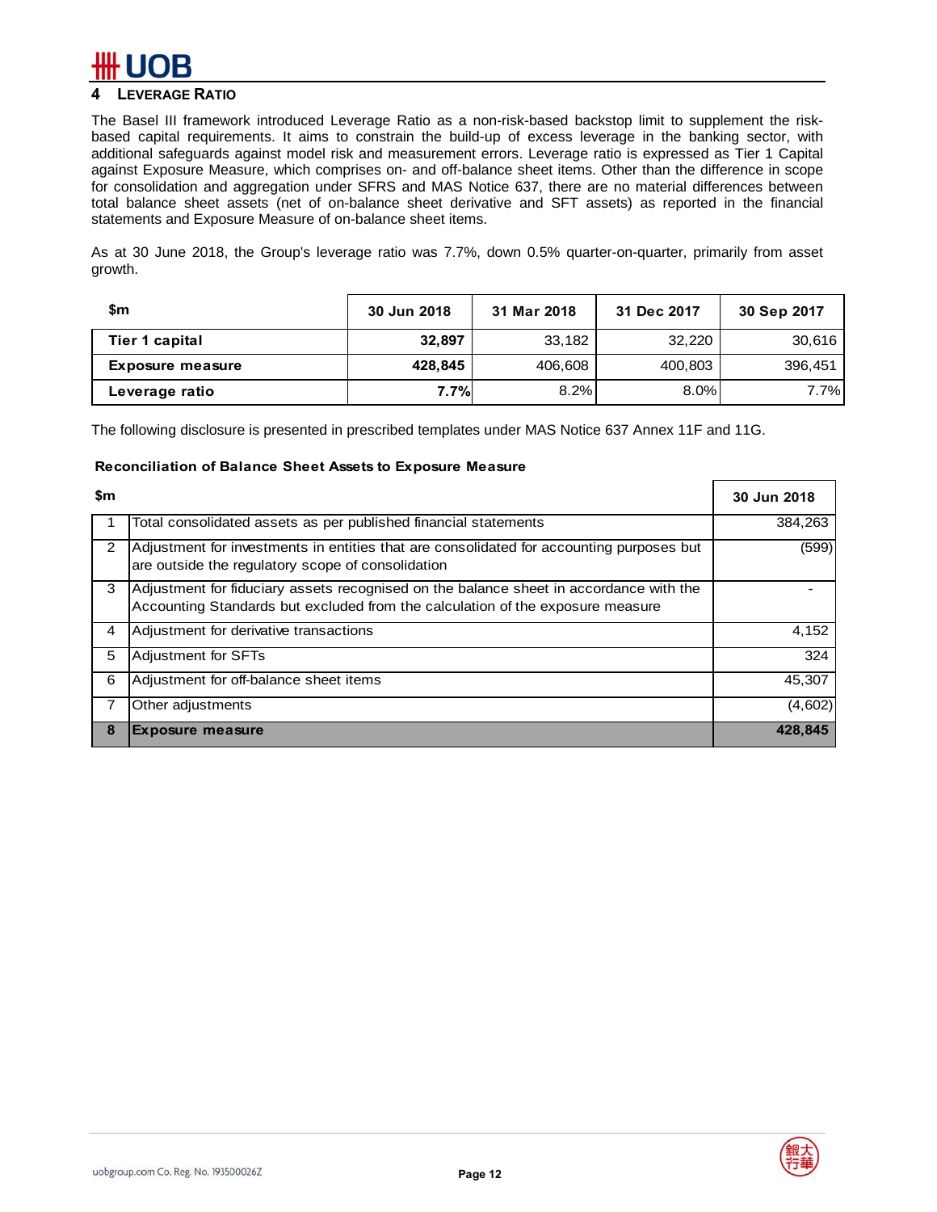## 4 LEVERAGE RATIO

The Basel III framework introduced Leverage Ratio as a non-risk-based backstop limit to supplement the risk-based capital requirements. It aims to constrain the build-up of excess leverage in the banking sector, with additional safeguards against model risk and measurement errors. Leverage ratio is expressed as Tier 1 Capital against Exposure Measure, which comprises on- and off-balance sheet items. Other than the difference in scope for consolidation and aggregation under SFRS and MAS Notice 637, there are no material differences between total balance sheet assets (net of on-balance sheet derivative and SFT assets) as reported in the financial statements and Exposure Measure of on-balance sheet items.

As at 30 June 2018, the Group's leverage ratio was 7.7%, down 0.5% quarter-on-quarter, primarily from asset growth.

| $m | 30 Jun 2018 | 31 Mar 2018 | 31 Dec 2017 | 30 Sep 2017 |
|---|---|---|---|---|
| **Tier 1 capital** | **32,897** | 33,182 | 32,220 | 30,616 |
| **Exposure measure** | **428,845** | 406,608 | 400,803 | 396,451 |
| **Leverage ratio** | **7.7%** | 8.2% | 8.0% | 7.7% |

The following disclosure is presented in prescribed templates under MAS Notice 637 Annex 11F and 11G.

**Reconciliation of Balance Sheet Assets to Exposure Measure**

| | $m | 30 Jun 2018 |
|---|---|---|
| 1 | Total consolidated assets as per published financial statements | 384,263 |
| 2 | Adjustment for investments in entities that are consolidated for accounting purposes but are outside the regulatory scope of consolidation | (599) |
| 3 | Adjustment for fiduciary assets recognised on the balance sheet in accordance with the Accounting Standards but excluded from the calculation of the exposure measure | - |
| 4 | Adjustment for derivative transactions | 4,152 |
| 5 | Adjustment for SFTs | 324 |
| 6 | Adjustment for off-balance sheet items | 45,307 |
| 7 | Other adjustments | (4,602) |
| **8** | **Exposure measure** | **428,845** |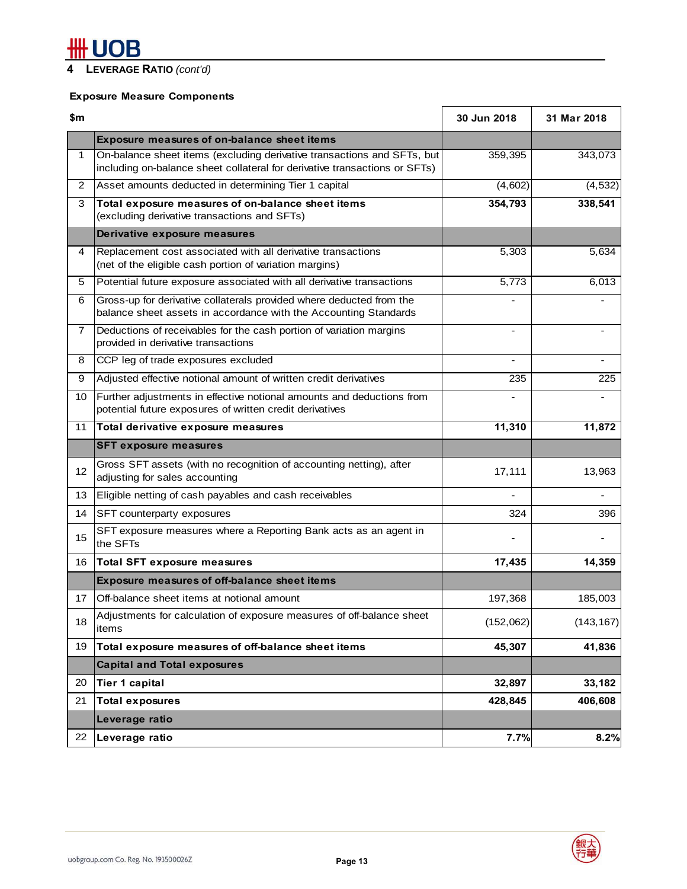## 4 LEVERAGE RATIO *(cont'd)*

**Exposure Measure Components**

| | $m | 30 Jun 2018 | 31 Mar 2018 |
|---|---|---|---|
| | **Exposure measures of on-balance sheet items** | | |
| 1 | On-balance sheet items (excluding derivative transactions and SFTs, but including on-balance sheet collateral for derivative transactions or SFTs) | 359,395 | 343,073 |
| 2 | Asset amounts deducted in determining Tier 1 capital | (4,602) | (4,532) |
| 3 | **Total exposure measures of on-balance sheet items** (excluding derivative transactions and SFTs) | **354,793** | **338,541** |
| | **Derivative exposure measures** | | |
| 4 | Replacement cost associated with all derivative transactions (net of the eligible cash portion of variation margins) | 5,303 | 5,634 |
| 5 | Potential future exposure associated with all derivative transactions | 5,773 | 6,013 |
| 6 | Gross-up for derivative collaterals provided where deducted from the balance sheet assets in accordance with the Accounting Standards | - | - |
| 7 | Deductions of receivables for the cash portion of variation margins provided in derivative transactions | - | - |
| 8 | CCP leg of trade exposures excluded | - | - |
| 9 | Adjusted effective notional amount of written credit derivatives | 235 | 225 |
| 10 | Further adjustments in effective notional amounts and deductions from potential future exposures of written credit derivatives | - | - |
| 11 | **Total derivative exposure measures** | **11,310** | **11,872** |
| | **SFT exposure measures** | | |
| 12 | Gross SFT assets (with no recognition of accounting netting), after adjusting for sales accounting | 17,111 | 13,963 |
| 13 | Eligible netting of cash payables and cash receivables | - | - |
| 14 | SFT counterparty exposures | 324 | 396 |
| 15 | SFT exposure measures where a Reporting Bank acts as an agent in the SFTs | - | - |
| 16 | **Total SFT exposure measures** | **17,435** | **14,359** |
| | **Exposure measures of off-balance sheet items** | | |
| 17 | Off-balance sheet items at notional amount | 197,368 | 185,003 |
| 18 | Adjustments for calculation of exposure measures of off-balance sheet items | (152,062) | (143,167) |
| 19 | **Total exposure measures of off-balance sheet items** | **45,307** | **41,836** |
| | **Capital and Total exposures** | | |
| 20 | **Tier 1 capital** | **32,897** | **33,182** |
| 21 | **Total exposures** | **428,845** | **406,608** |
| | **Leverage ratio** | | |
| 22 | **Leverage ratio** | **7.7%** | **8.2%** |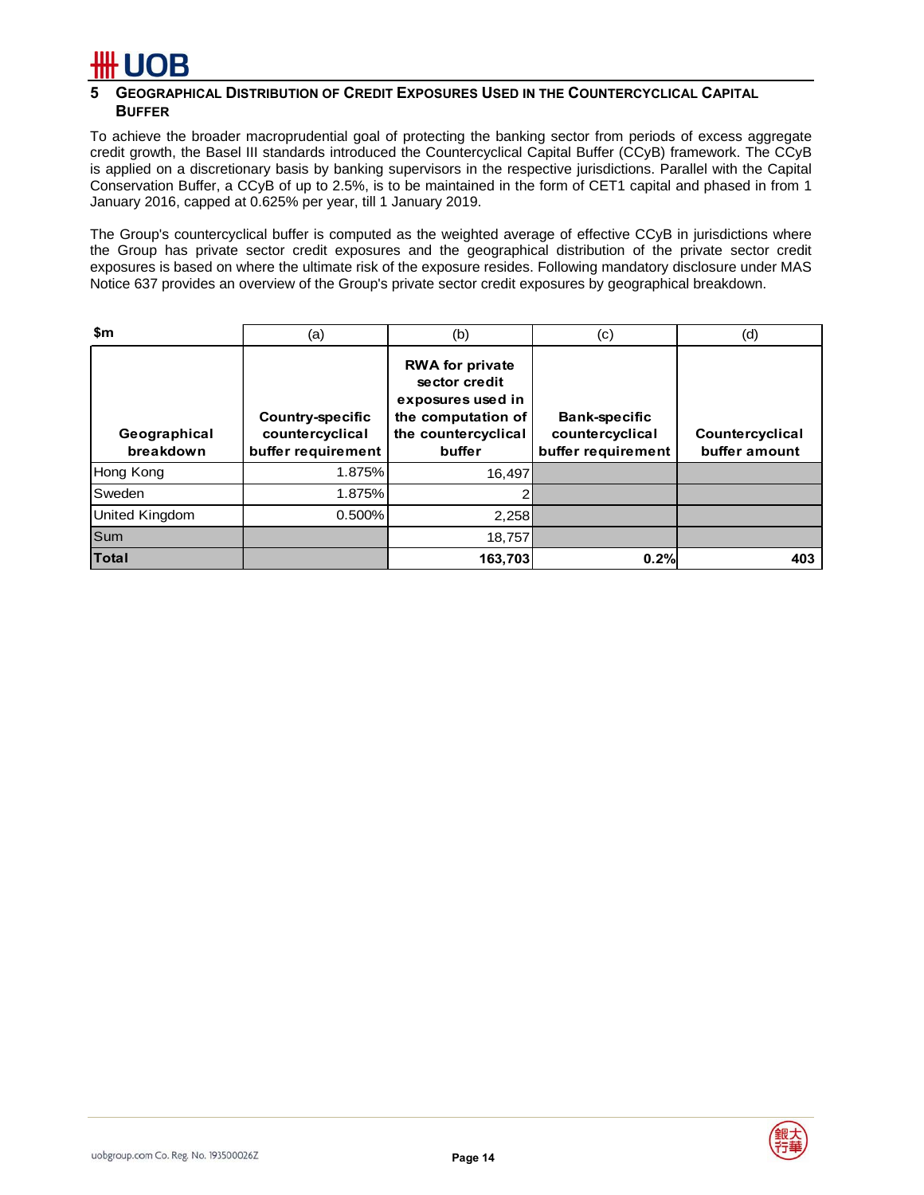## 5 Geographical Distribution of Credit Exposures Used in the Countercyclical Capital Buffer

To achieve the broader macroprudential goal of protecting the banking sector from periods of excess aggregate credit growth, the Basel III standards introduced the Countercyclical Capital Buffer (CCyB) framework. The CCyB is applied on a discretionary basis by banking supervisors in the respective jurisdictions. Parallel with the Capital Conservation Buffer, a CCyB of up to 2.5%, is to be maintained in the form of CET1 capital and phased in from 1 January 2016, capped at 0.625% per year, till 1 January 2019.

The Group's countercyclical buffer is computed as the weighted average of effective CCyB in jurisdictions where the Group has private sector credit exposures and the geographical distribution of the private sector credit exposures is based on where the ultimate risk of the exposure resides. Following mandatory disclosure under MAS Notice 637 provides an overview of the Group's private sector credit exposures by geographical breakdown.

| $m | (a) | (b) | (c) | (d) |
|---|---|---|---|---|
| **Geographical breakdown** | **Country-specific countercyclical buffer requirement** | **RWA for private sector credit exposures used in the computation of the countercyclical buffer** | **Bank-specific countercyclical buffer requirement** | **Countercyclical buffer amount** |
| Hong Kong | 1.875% | 16,497 | | |
| Sweden | 1.875% | 2 | | |
| United Kingdom | 0.500% | 2,258 | | |
| Sum | | 18,757 | | |
| **Total** | | **163,703** | **0.2%** | **403** |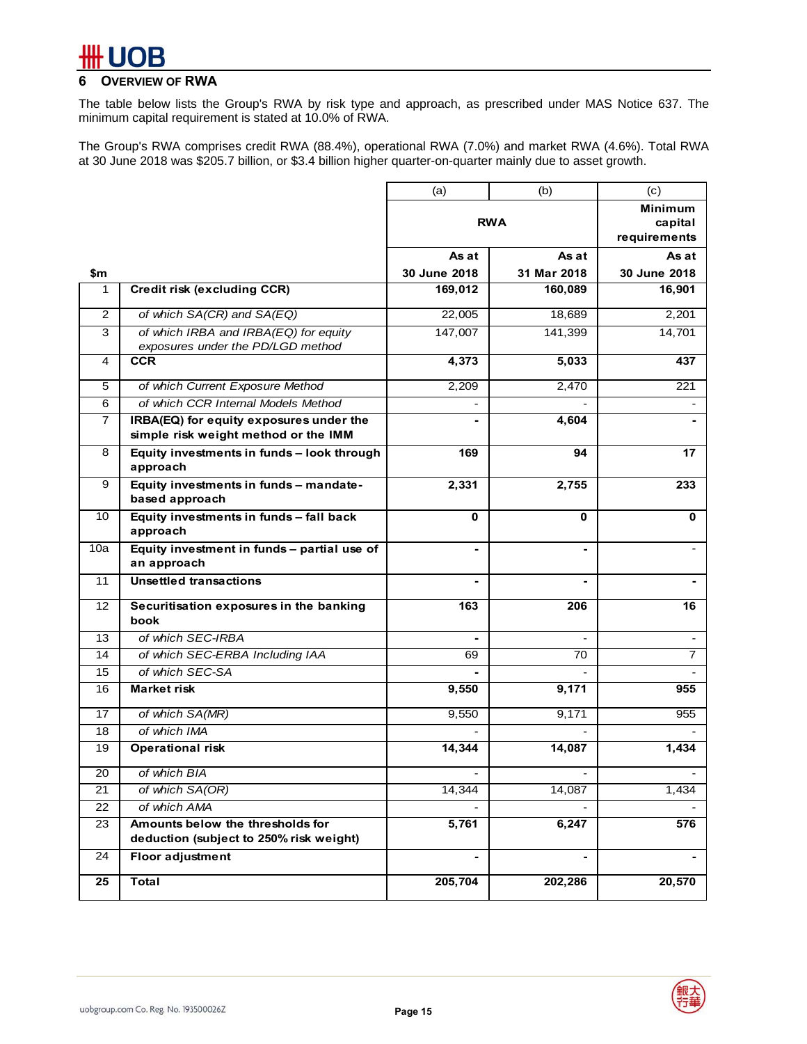## 6 OVERVIEW OF RWA

The table below lists the Group's RWA by risk type and approach, as prescribed under MAS Notice 637. The minimum capital requirement is stated at 10.0% of RWA.

The Group's RWA comprises credit RWA (88.4%), operational RWA (7.0%) and market RWA (4.6%). Total RWA at 30 June 2018 was $205.7 billion, or $3.4 billion higher quarter-on-quarter mainly due to asset growth.

| | | (a) | (b) | (c) |
|---|---|---|---|---|
| | | **RWA** | | **Minimum capital requirements** |
| **$m** | | **As at 30 June 2018** | **As at 31 Mar 2018** | **As at 30 June 2018** |
| 1 | **Credit risk (excluding CCR)** | **169,012** | **160,089** | **16,901** |
| 2 | *of which SA(CR) and SA(EQ)* | 22,005 | 18,689 | 2,201 |
| 3 | *of which IRBA and IRBA(EQ) for equity exposures under the PD/LGD method* | 147,007 | 141,399 | 14,701 |
| 4 | **CCR** | **4,373** | **5,033** | **437** |
| 5 | *of which Current Exposure Method* | 2,209 | 2,470 | 221 |
| 6 | *of which CCR Internal Models Method* | - | - | - |
| 7 | **IRBA(EQ) for equity exposures under the simple risk weight method or the IMM** | **-** | **4,604** | **-** |
| 8 | **Equity investments in funds – look through approach** | **169** | **94** | **17** |
| 9 | **Equity investments in funds – mandate-based approach** | **2,331** | **2,755** | **233** |
| 10 | **Equity investments in funds – fall back approach** | **0** | **0** | **0** |
| 10a | **Equity investment in funds – partial use of an approach** | **-** | **-** | - |
| 11 | **Unsettled transactions** | **-** | **-** | **-** |
| 12 | **Securitisation exposures in the banking book** | **163** | **206** | **16** |
| 13 | *of which SEC-IRBA* | **-** | - | - |
| 14 | *of which SEC-ERBA Including IAA* | 69 | 70 | 7 |
| 15 | *of which SEC-SA* | **-** | - | - |
| 16 | **Market risk** | **9,550** | **9,171** | **955** |
| 17 | *of which SA(MR)* | 9,550 | 9,171 | 955 |
| 18 | *of which IMA* | - | - | - |
| 19 | **Operational risk** | **14,344** | **14,087** | **1,434** |
| 20 | *of which BIA* | - | - | - |
| 21 | *of which SA(OR)* | 14,344 | 14,087 | 1,434 |
| 22 | *of which AMA* | - | - | - |
| 23 | **Amounts below the thresholds for deduction (subject to 250% risk weight)** | **5,761** | **6,247** | **576** |
| 24 | **Floor adjustment** | **-** | **-** | **-** |
| 25 | **Total** | **205,704** | **202,286** | **20,570** |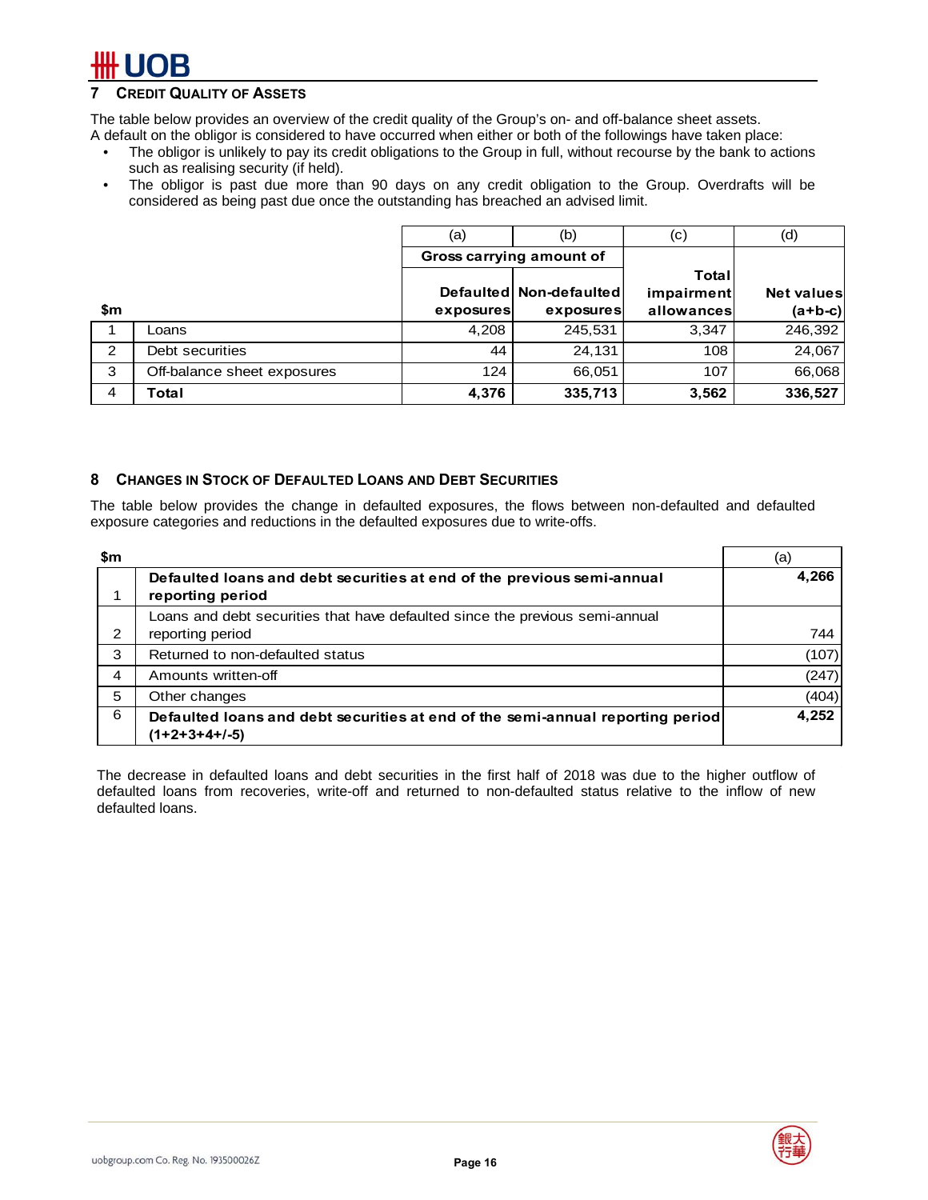## 7 Credit Quality of Assets

The table below provides an overview of the credit quality of the Group's on- and off-balance sheet assets.
A default on the obligor is considered to have occurred when either or both of the followings have taken place:

- The obligor is unlikely to pay its credit obligations to the Group in full, without recourse by the bank to actions such as realising security (if held).
- The obligor is past due more than 90 days on any credit obligation to the Group. Overdrafts will be considered as being past due once the outstanding has breached an advised limit.

| | | (a) | (b) | (c) | (d) |
|---|---|---|---|---|---|
| | | Gross carrying amount of | | | |
| $m | | Defaulted exposures | Non-defaulted exposures | Total impairment allowances | Net values (a+b-c) |
| 1 | Loans | 4,208 | 245,531 | 3,347 | 246,392 |
| 2 | Debt securities | 44 | 24,131 | 108 | 24,067 |
| 3 | Off-balance sheet exposures | 124 | 66,051 | 107 | 66,068 |
| 4 | **Total** | **4,376** | **335,713** | **3,562** | **336,527** |

## 8 Changes in Stock of Defaulted Loans and Debt Securities

The table below provides the change in defaulted exposures, the flows between non-defaulted and defaulted exposure categories and reductions in the defaulted exposures due to write-offs.

| $m | | (a) |
|---|---|---|
| 1 | **Defaulted loans and debt securities at end of the previous semi-annual reporting period** | **4,266** |
| 2 | Loans and debt securities that have defaulted since the previous semi-annual reporting period | 744 |
| 3 | Returned to non-defaulted status | (107) |
| 4 | Amounts written-off | (247) |
| 5 | Other changes | (404) |
| 6 | **Defaulted loans and debt securities at end of the semi-annual reporting period (1+2+3+4+/-5)** | **4,252** |

The decrease in defaulted loans and debt securities in the first half of 2018 was due to the higher outflow of defaulted loans from recoveries, write-off and returned to non-defaulted status relative to the inflow of new defaulted loans.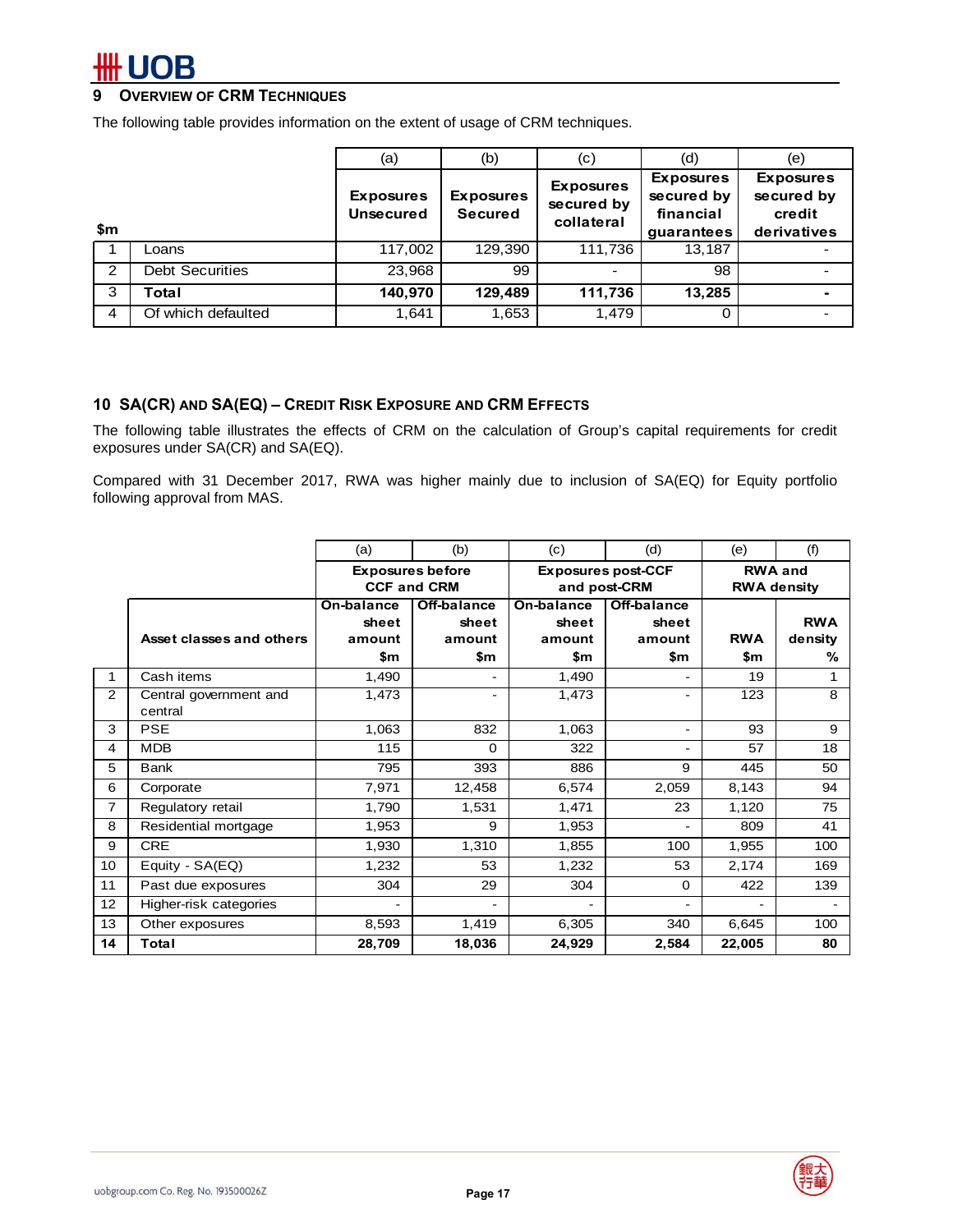## 9 Overview of CRM Techniques

The following table provides information on the extent of usage of CRM techniques.

| $m | | (a) Exposures Unsecured | (b) Exposures Secured | (c) Exposures secured by collateral | (d) Exposures secured by financial guarantees | (e) Exposures secured by credit derivatives |
|---|---|---|---|---|---|---|
| 1 | Loans | 117,002 | 129,390 | 111,736 | 13,187 | - |
| 2 | Debt Securities | 23,968 | 99 | - | 98 | - |
| 3 | **Total** | **140,970** | **129,489** | **111,736** | **13,285** | **-** |
| 4 | Of which defaulted | 1,641 | 1,653 | 1,479 | 0 | - |

## 10 SA(CR) and SA(EQ) – Credit Risk Exposure and CRM Effects

The following table illustrates the effects of CRM on the calculation of Group's capital requirements for credit exposures under SA(CR) and SA(EQ).

Compared with 31 December 2017, RWA was higher mainly due to inclusion of SA(EQ) for Equity portfolio following approval from MAS.

| | | (a) | (b) | (c) | (d) | (e) | (f) |
|---|---|---|---|---|---|---|---|
| | | Exposures before CCF and CRM | | Exposures post-CCF and post-CRM | | RWA and RWA density | |
| | **Asset classes and others** | On-balance sheet amount $m | Off-balance sheet amount $m | On-balance sheet amount $m | Off-balance sheet amount $m | RWA $m | RWA density % |
| 1 | Cash items | 1,490 | - | 1,490 | - | 19 | 1 |
| 2 | Central government and central | 1,473 | - | 1,473 | - | 123 | 8 |
| 3 | PSE | 1,063 | 832 | 1,063 | - | 93 | 9 |
| 4 | MDB | 115 | 0 | 322 | - | 57 | 18 |
| 5 | Bank | 795 | 393 | 886 | 9 | 445 | 50 |
| 6 | Corporate | 7,971 | 12,458 | 6,574 | 2,059 | 8,143 | 94 |
| 7 | Regulatory retail | 1,790 | 1,531 | 1,471 | 23 | 1,120 | 75 |
| 8 | Residential mortgage | 1,953 | 9 | 1,953 | - | 809 | 41 |
| 9 | CRE | 1,930 | 1,310 | 1,855 | 100 | 1,955 | 100 |
| 10 | Equity - SA(EQ) | 1,232 | 53 | 1,232 | 53 | 2,174 | 169 |
| 11 | Past due exposures | 304 | 29 | 304 | 0 | 422 | 139 |
| 12 | Higher-risk categories | - | - | - | - | - | - |
| 13 | Other exposures | 8,593 | 1,419 | 6,305 | 340 | 6,645 | 100 |
| **14** | **Total** | **28,709** | **18,036** | **24,929** | **2,584** | **22,005** | **80** |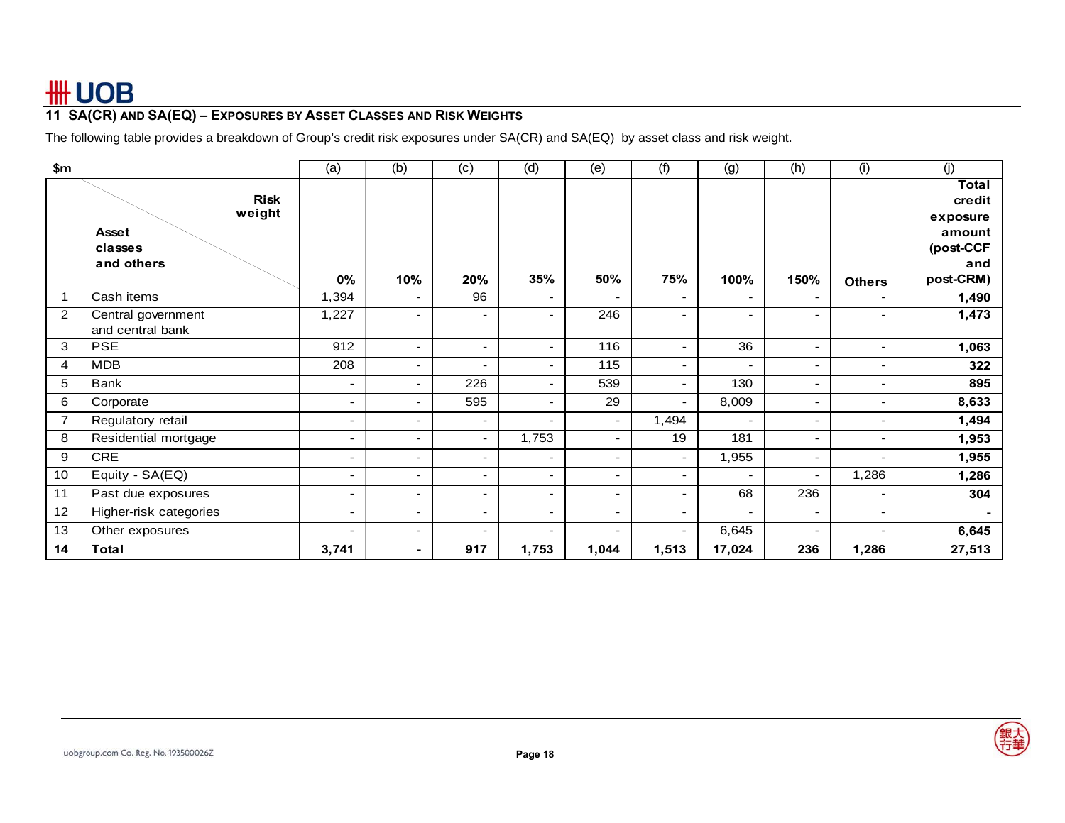## 11 SA(CR) AND SA(EQ) – EXPOSURES BY ASSET CLASSES AND RISK WEIGHTS

The following table provides a breakdown of Group's credit risk exposures under SA(CR) and SA(EQ) by asset class and risk weight.

| $m | | (a) | (b) | (c) | (d) | (e) | (f) | (g) | (h) | (i) | (j) |
|---|---|---|---|---|---|---|---|---|---|---|---|
| | Asset classes and others / Risk weight | 0% | 10% | 20% | 35% | 50% | 75% | 100% | 150% | Others | Total credit exposure amount (post-CCF and post-CRM) |
| 1 | Cash items | 1,394 | - | 96 | - | - | - | - | - | - | **1,490** |
| 2 | Central government and central bank | 1,227 | - | - | - | 246 | - | - | - | - | **1,473** |
| 3 | PSE | 912 | - | - | - | 116 | - | 36 | - | - | **1,063** |
| 4 | MDB | 208 | - | - | - | 115 | - | - | - | - | **322** |
| 5 | Bank | - | - | 226 | - | 539 | - | 130 | - | - | **895** |
| 6 | Corporate | - | - | 595 | - | 29 | - | 8,009 | - | - | **8,633** |
| 7 | Regulatory retail | - | - | - | - | - | 1,494 | - | - | - | **1,494** |
| 8 | Residential mortgage | - | - | - | 1,753 | - | 19 | 181 | - | - | **1,953** |
| 9 | CRE | - | - | - | - | - | - | 1,955 | - | - | **1,955** |
| 10 | Equity - SA(EQ) | - | - | - | - | - | - | - | - | 1,286 | **1,286** |
| 11 | Past due exposures | - | - | - | - | - | - | 68 | 236 | - | **304** |
| 12 | Higher-risk categories | - | - | - | - | - | - | - | - | - | **-** |
| 13 | Other exposures | - | - | - | - | - | - | 6,645 | - | - | **6,645** |
| **14** | **Total** | **3,741** | **-** | **917** | **1,753** | **1,044** | **1,513** | **17,024** | **236** | **1,286** | **27,513** |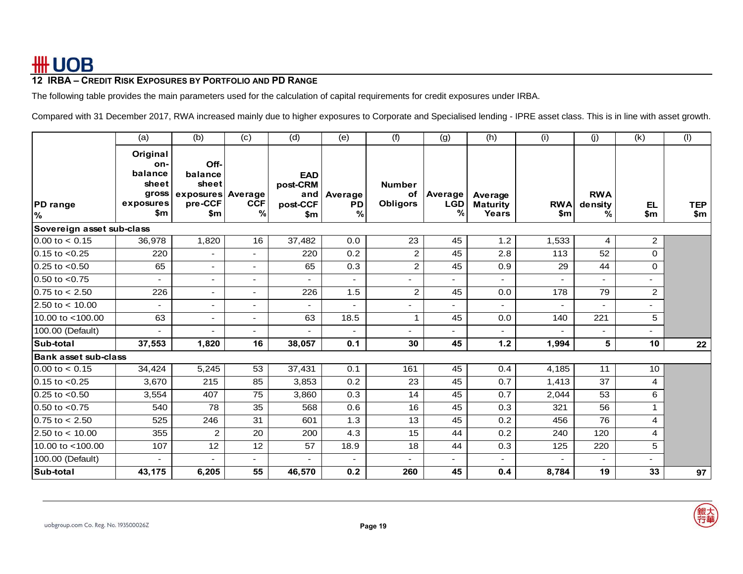## 12 IRBA – CREDIT RISK EXPOSURES BY PORTFOLIO AND PD RANGE

The following table provides the main parameters used for the calculation of capital requirements for credit exposures under IRBA.

Compared with 31 December 2017, RWA increased mainly due to higher exposures to Corporate and Specialised lending - IPRE asset class. This is in line with asset growth.

| | (a) | (b) | (c) | (d) | (e) | (f) | (g) | (h) | (i) | (j) | (k) | (l) |
|---|---|---|---|---|---|---|---|---|---|---|---|---|
| **PD range %** | **Original on-balance sheet gross exposures $m** | **Off-balance sheet exposures pre-CCF $m** | **Average CCF %** | **EAD post-CRM and post-CCF $m** | **Average PD %** | **Number of Obligors** | **Average LGD %** | **Average Maturity Years** | **RWA $m** | **RWA density %** | **EL $m** | **TEP $m** |
| **Sovereign asset sub-class** | | | | | | | | | | | | |
| 0.00 to < 0.15 | 36,978 | 1,820 | 16 | 37,482 | 0.0 | 23 | 45 | 1.2 | 1,533 | 4 | 2 | |
| 0.15 to <0.25 | 220 | - | - | 220 | 0.2 | 2 | 45 | 2.8 | 113 | 52 | 0 | |
| 0.25 to <0.50 | 65 | - | - | 65 | 0.3 | 2 | 45 | 0.9 | 29 | 44 | 0 | |
| 0.50 to <0.75 | - | - | - | - | - | - | - | - | - | - | - | |
| 0.75 to < 2.50 | 226 | - | - | 226 | 1.5 | 2 | 45 | 0.0 | 178 | 79 | 2 | |
| 2.50 to < 10.00 | - | - | - | - | - | - | - | - | - | - | - | |
| 10.00 to <100.00 | 63 | - | - | 63 | 18.5 | 1 | 45 | 0.0 | 140 | 221 | 5 | |
| 100.00 (Default) | - | - | - | - | - | - | - | - | - | - | - | |
| **Sub-total** | **37,553** | **1,820** | **16** | **38,057** | **0.1** | **30** | **45** | **1.2** | **1,994** | **5** | **10** | **22** |
| **Bank asset sub-class** | | | | | | | | | | | | |
| 0.00 to < 0.15 | 34,424 | 5,245 | 53 | 37,431 | 0.1 | 161 | 45 | 0.4 | 4,185 | 11 | 10 | |
| 0.15 to <0.25 | 3,670 | 215 | 85 | 3,853 | 0.2 | 23 | 45 | 0.7 | 1,413 | 37 | 4 | |
| 0.25 to <0.50 | 3,554 | 407 | 75 | 3,860 | 0.3 | 14 | 45 | 0.7 | 2,044 | 53 | 6 | |
| 0.50 to <0.75 | 540 | 78 | 35 | 568 | 0.6 | 16 | 45 | 0.3 | 321 | 56 | 1 | |
| 0.75 to < 2.50 | 525 | 246 | 31 | 601 | 1.3 | 13 | 45 | 0.2 | 456 | 76 | 4 | |
| 2.50 to < 10.00 | 355 | 2 | 20 | 200 | 4.3 | 15 | 44 | 0.2 | 240 | 120 | 4 | |
| 10.00 to <100.00 | 107 | 12 | 12 | 57 | 18.9 | 18 | 44 | 0.3 | 125 | 220 | 5 | |
| 100.00 (Default) | - | - | - | - | - | - | - | - | - | - | - | |
| **Sub-total** | **43,175** | **6,205** | **55** | **46,570** | **0.2** | **260** | **45** | **0.4** | **8,784** | **19** | **33** | **97** |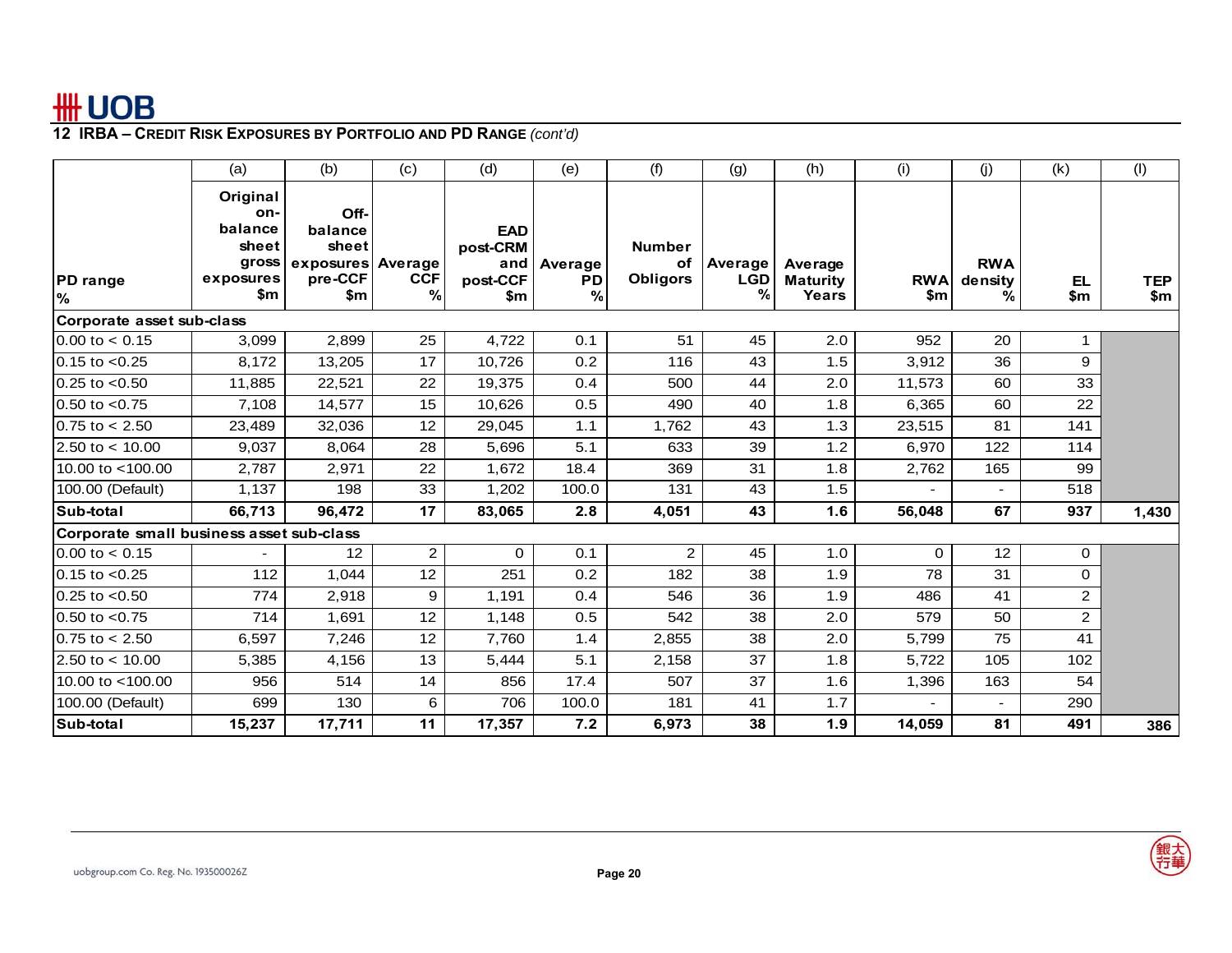## 12 IRBA – Credit Risk Exposures by Portfolio and PD Range *(cont'd)*

| PD range % | (a) Original on-balance sheet gross exposures $m | (b) Off-balance sheet exposures pre-CCF $m | (c) Average CCF % | (d) EAD post-CRM and post-CCF $m | (e) Average PD % | (f) Number of Obligors | (g) Average LGD % | (h) Average Maturity Years | (i) RWA $m | (j) RWA density % | (k) EL $m | (l) TEP $m |
|---|---|---|---|---|---|---|---|---|---|---|---|---|
| **Corporate asset sub-class** | | | | | | | | | | | | |
| 0.00 to < 0.15 | 3,099 | 2,899 | 25 | 4,722 | 0.1 | 51 | 45 | 2.0 | 952 | 20 | 1 | |
| 0.15 to <0.25 | 8,172 | 13,205 | 17 | 10,726 | 0.2 | 116 | 43 | 1.5 | 3,912 | 36 | 9 | |
| 0.25 to <0.50 | 11,885 | 22,521 | 22 | 19,375 | 0.4 | 500 | 44 | 2.0 | 11,573 | 60 | 33 | |
| 0.50 to <0.75 | 7,108 | 14,577 | 15 | 10,626 | 0.5 | 490 | 40 | 1.8 | 6,365 | 60 | 22 | |
| 0.75 to < 2.50 | 23,489 | 32,036 | 12 | 29,045 | 1.1 | 1,762 | 43 | 1.3 | 23,515 | 81 | 141 | |
| 2.50 to < 10.00 | 9,037 | 8,064 | 28 | 5,696 | 5.1 | 633 | 39 | 1.2 | 6,970 | 122 | 114 | |
| 10.00 to <100.00 | 2,787 | 2,971 | 22 | 1,672 | 18.4 | 369 | 31 | 1.8 | 2,762 | 165 | 99 | |
| 100.00 (Default) | 1,137 | 198 | 33 | 1,202 | 100.0 | 131 | 43 | 1.5 | - | - | 518 | |
| **Sub-total** | **66,713** | **96,472** | **17** | **83,065** | **2.8** | **4,051** | **43** | **1.6** | **56,048** | **67** | **937** | **1,430** |
| **Corporate small business asset sub-class** | | | | | | | | | | | | |
| 0.00 to < 0.15 | - | 12 | 2 | 0 | 0.1 | 2 | 45 | 1.0 | 0 | 12 | 0 | |
| 0.15 to <0.25 | 112 | 1,044 | 12 | 251 | 0.2 | 182 | 38 | 1.9 | 78 | 31 | 0 | |
| 0.25 to <0.50 | 774 | 2,918 | 9 | 1,191 | 0.4 | 546 | 36 | 1.9 | 486 | 41 | 2 | |
| 0.50 to <0.75 | 714 | 1,691 | 12 | 1,148 | 0.5 | 542 | 38 | 2.0 | 579 | 50 | 2 | |
| 0.75 to < 2.50 | 6,597 | 7,246 | 12 | 7,760 | 1.4 | 2,855 | 38 | 2.0 | 5,799 | 75 | 41 | |
| 2.50 to < 10.00 | 5,385 | 4,156 | 13 | 5,444 | 5.1 | 2,158 | 37 | 1.8 | 5,722 | 105 | 102 | |
| 10.00 to <100.00 | 956 | 514 | 14 | 856 | 17.4 | 507 | 37 | 1.6 | 1,396 | 163 | 54 | |
| 100.00 (Default) | 699 | 130 | 6 | 706 | 100.0 | 181 | 41 | 1.7 | - | - | 290 | |
| **Sub-total** | **15,237** | **17,711** | **11** | **17,357** | **7.2** | **6,973** | **38** | **1.9** | **14,059** | **81** | **491** | **386** |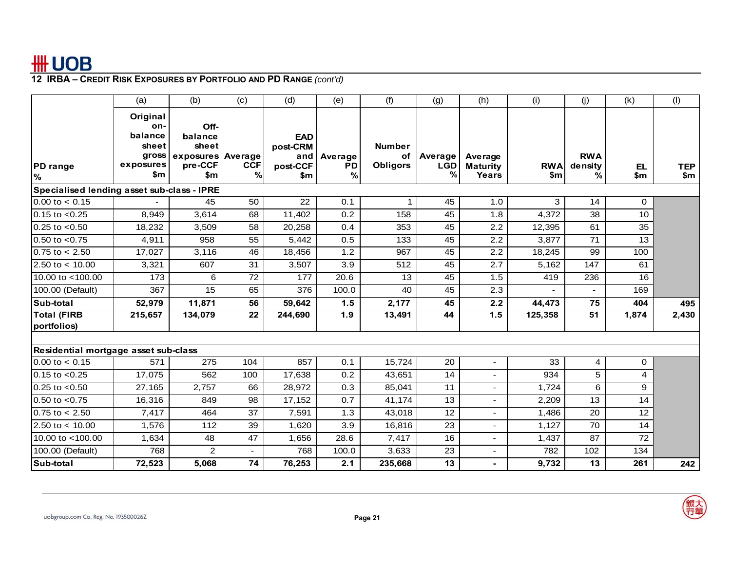## 12 IRBA – Credit Risk Exposures by Portfolio and PD Range *(cont'd)*

| | (a) | (b) | (c) | (d) | (e) | (f) | (g) | (h) | (i) | (j) | (k) | (l) |
|---|---|---|---|---|---|---|---|---|---|---|---|---|
| PD range % | Original on-balance sheet gross exposures $m | Off-balance sheet exposures pre-CCF $m | Average CCF % | EAD post-CRM and post-CCF $m | Average PD % | Number of Obligors | Average LGD % | Average Maturity Years | RWA $m | RWA density % | EL $m | TEP $m |
| **Specialised lending asset sub-class - IPRE** | | | | | | | | | | | | |
| 0.00 to < 0.15 | - | 45 | 50 | 22 | 0.1 | 1 | 45 | 1.0 | 3 | 14 | 0 | |
| 0.15 to <0.25 | 8,949 | 3,614 | 68 | 11,402 | 0.2 | 158 | 45 | 1.8 | 4,372 | 38 | 10 | |
| 0.25 to <0.50 | 18,232 | 3,509 | 58 | 20,258 | 0.4 | 353 | 45 | 2.2 | 12,395 | 61 | 35 | |
| 0.50 to <0.75 | 4,911 | 958 | 55 | 5,442 | 0.5 | 133 | 45 | 2.2 | 3,877 | 71 | 13 | |
| 0.75 to < 2.50 | 17,027 | 3,116 | 46 | 18,456 | 1.2 | 967 | 45 | 2.2 | 18,245 | 99 | 100 | |
| 2.50 to < 10.00 | 3,321 | 607 | 31 | 3,507 | 3.9 | 512 | 45 | 2.7 | 5,162 | 147 | 61 | |
| 10.00 to <100.00 | 173 | 6 | 72 | 177 | 20.6 | 13 | 45 | 1.5 | 419 | 236 | 16 | |
| 100.00 (Default) | 367 | 15 | 65 | 376 | 100.0 | 40 | 45 | 2.3 | - | - | 169 | |
| **Sub-total** | **52,979** | **11,871** | **56** | **59,642** | **1.5** | **2,177** | **45** | **2.2** | **44,473** | **75** | **404** | **495** |
| **Total (FIRB portfolios)** | **215,657** | **134,079** | **22** | **244,690** | **1.9** | **13,491** | **44** | **1.5** | **125,358** | **51** | **1,874** | **2,430** |
| | | | | | | | | | | | | |
| **Residential mortgage asset sub-class** | | | | | | | | | | | | |
| 0.00 to < 0.15 | 571 | 275 | 104 | 857 | 0.1 | 15,724 | 20 | - | 33 | 4 | 0 | |
| 0.15 to <0.25 | 17,075 | 562 | 100 | 17,638 | 0.2 | 43,651 | 14 | - | 934 | 5 | 4 | |
| 0.25 to <0.50 | 27,165 | 2,757 | 66 | 28,972 | 0.3 | 85,041 | 11 | - | 1,724 | 6 | 9 | |
| 0.50 to <0.75 | 16,316 | 849 | 98 | 17,152 | 0.7 | 41,174 | 13 | - | 2,209 | 13 | 14 | |
| 0.75 to < 2.50 | 7,417 | 464 | 37 | 7,591 | 1.3 | 43,018 | 12 | - | 1,486 | 20 | 12 | |
| 2.50 to < 10.00 | 1,576 | 112 | 39 | 1,620 | 3.9 | 16,816 | 23 | - | 1,127 | 70 | 14 | |
| 10.00 to <100.00 | 1,634 | 48 | 47 | 1,656 | 28.6 | 7,417 | 16 | - | 1,437 | 87 | 72 | |
| 100.00 (Default) | 768 | 2 | - | 768 | 100.0 | 3,633 | 23 | - | 782 | 102 | 134 | |
| **Sub-total** | **72,523** | **5,068** | **74** | **76,253** | **2.1** | **235,668** | **13** | **-** | **9,732** | **13** | **261** | **242** |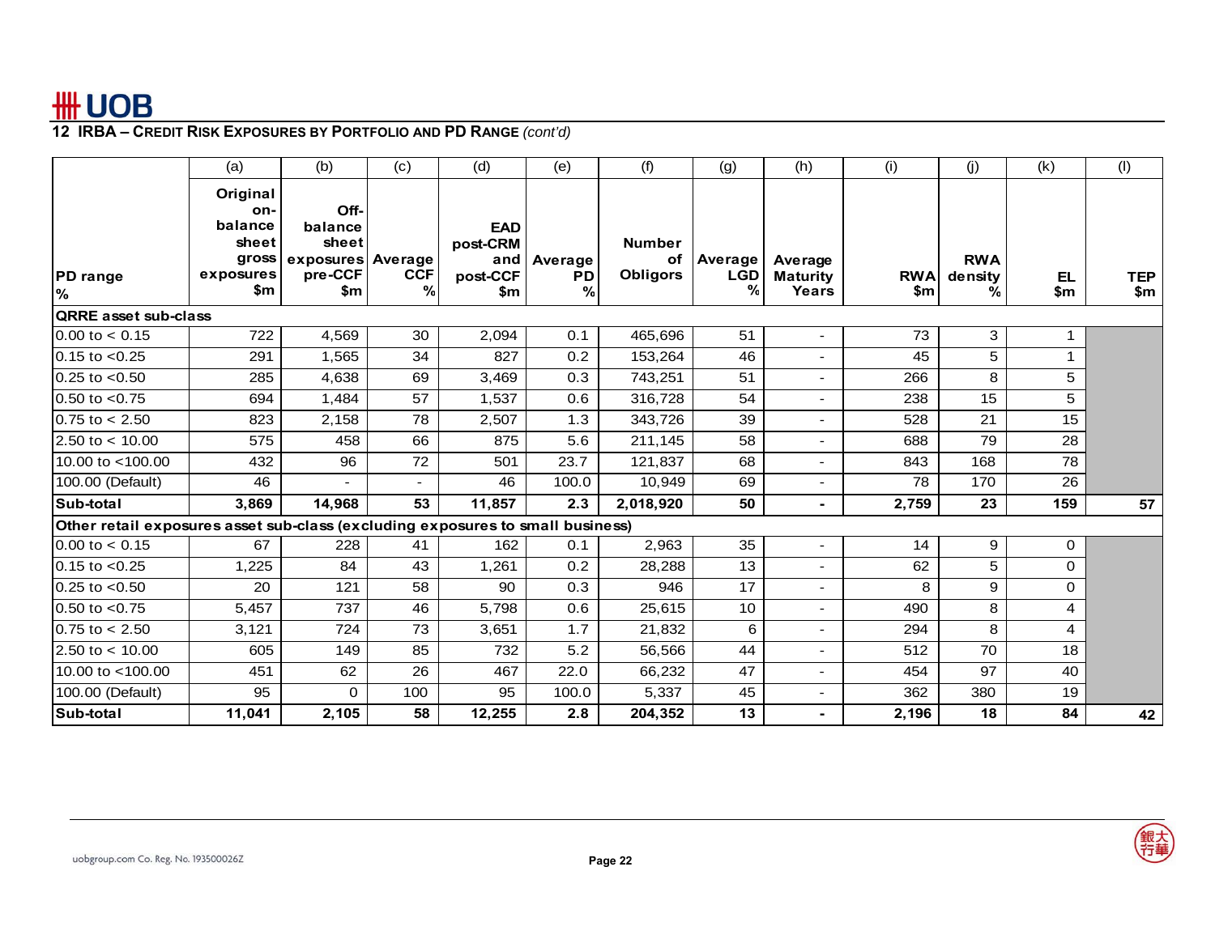## 12 IRBA – Credit Risk Exposures by Portfolio and PD Range *(cont'd)*

| PD range % | (a) Original on-balance sheet gross exposures $m | (b) Off-balance sheet exposures pre-CCF $m | (c) Average CCF % | (d) EAD post-CRM and post-CCF $m | (e) Average PD % | (f) Number of Obligors | (g) Average LGD % | (h) Average Maturity Years | (i) RWA $m | (j) RWA density % | (k) EL $m | (l) TEP $m |
|---|---|---|---|---|---|---|---|---|---|---|---|---|
| **QRRE asset sub-class** | | | | | | | | | | | | |
| 0.00 to < 0.15 | 722 | 4,569 | 30 | 2,094 | 0.1 | 465,696 | 51 | - | 73 | 3 | 1 | |
| 0.15 to <0.25 | 291 | 1,565 | 34 | 827 | 0.2 | 153,264 | 46 | - | 45 | 5 | 1 | |
| 0.25 to <0.50 | 285 | 4,638 | 69 | 3,469 | 0.3 | 743,251 | 51 | - | 266 | 8 | 5 | |
| 0.50 to <0.75 | 694 | 1,484 | 57 | 1,537 | 0.6 | 316,728 | 54 | - | 238 | 15 | 5 | |
| 0.75 to < 2.50 | 823 | 2,158 | 78 | 2,507 | 1.3 | 343,726 | 39 | - | 528 | 21 | 15 | |
| 2.50 to < 10.00 | 575 | 458 | 66 | 875 | 5.6 | 211,145 | 58 | - | 688 | 79 | 28 | |
| 10.00 to <100.00 | 432 | 96 | 72 | 501 | 23.7 | 121,837 | 68 | - | 843 | 168 | 78 | |
| 100.00 (Default) | 46 | - | - | 46 | 100.0 | 10,949 | 69 | - | 78 | 170 | 26 | |
| **Sub-total** | **3,869** | **14,968** | **53** | **11,857** | **2.3** | **2,018,920** | **50** | **-** | **2,759** | **23** | **159** | **57** |
| **Other retail exposures asset sub-class (excluding exposures to small business)** | | | | | | | | | | | | |
| 0.00 to < 0.15 | 67 | 228 | 41 | 162 | 0.1 | 2,963 | 35 | - | 14 | 9 | 0 | |
| 0.15 to <0.25 | 1,225 | 84 | 43 | 1,261 | 0.2 | 28,288 | 13 | - | 62 | 5 | 0 | |
| 0.25 to <0.50 | 20 | 121 | 58 | 90 | 0.3 | 946 | 17 | - | 8 | 9 | 0 | |
| 0.50 to <0.75 | 5,457 | 737 | 46 | 5,798 | 0.6 | 25,615 | 10 | - | 490 | 8 | 4 | |
| 0.75 to < 2.50 | 3,121 | 724 | 73 | 3,651 | 1.7 | 21,832 | 6 | - | 294 | 8 | 4 | |
| 2.50 to < 10.00 | 605 | 149 | 85 | 732 | 5.2 | 56,566 | 44 | - | 512 | 70 | 18 | |
| 10.00 to <100.00 | 451 | 62 | 26 | 467 | 22.0 | 66,232 | 47 | - | 454 | 97 | 40 | |
| 100.00 (Default) | 95 | 0 | 100 | 95 | 100.0 | 5,337 | 45 | - | 362 | 380 | 19 | |
| **Sub-total** | **11,041** | **2,105** | **58** | **12,255** | **2.8** | **204,352** | **13** | **-** | **2,196** | **18** | **84** | **42** |

uobgroup.com Co. Reg. No. 193500026Z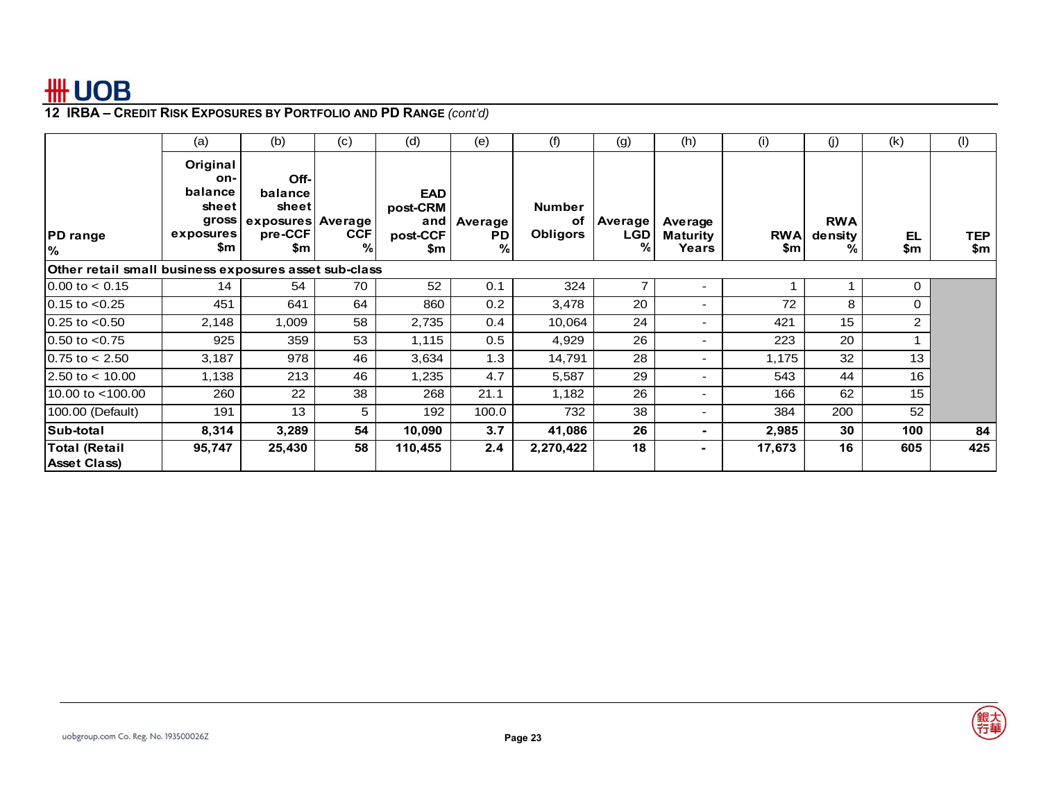## 12 IRBA – Credit Risk Exposures by Portfolio and PD Range *(cont'd)*

| PD range % | (a) Original on-balance sheet gross exposures $m | (b) Off-balance sheet exposures pre-CCF $m | (c) Average CCF % | (d) EAD post-CRM and post-CCF $m | (e) Average PD % | (f) Number of Obligors | (g) Average LGD % | (h) Average Maturity Years | (i) RWA $m | (j) RWA density % | (k) EL $m | (l) TEP $m |
|---|---|---|---|---|---|---|---|---|---|---|---|---|
| **Other retail small business exposures asset sub-class** | | | | | | | | | | | | |
| 0.00 to < 0.15 | 14 | 54 | 70 | 52 | 0.1 | 324 | 7 | - | 1 | 1 | 0 | |
| 0.15 to <0.25 | 451 | 641 | 64 | 860 | 0.2 | 3,478 | 20 | - | 72 | 8 | 0 | |
| 0.25 to <0.50 | 2,148 | 1,009 | 58 | 2,735 | 0.4 | 10,064 | 24 | - | 421 | 15 | 2 | |
| 0.50 to <0.75 | 925 | 359 | 53 | 1,115 | 0.5 | 4,929 | 26 | - | 223 | 20 | 1 | |
| 0.75 to < 2.50 | 3,187 | 978 | 46 | 3,634 | 1.3 | 14,791 | 28 | - | 1,175 | 32 | 13 | |
| 2.50 to < 10.00 | 1,138 | 213 | 46 | 1,235 | 4.7 | 5,587 | 29 | - | 543 | 44 | 16 | |
| 10.00 to <100.00 | 260 | 22 | 38 | 268 | 21.1 | 1,182 | 26 | - | 166 | 62 | 15 | |
| 100.00 (Default) | 191 | 13 | 5 | 192 | 100.0 | 732 | 38 | - | 384 | 200 | 52 | |
| **Sub-total** | **8,314** | **3,289** | **54** | **10,090** | **3.7** | **41,086** | **26** | **-** | **2,985** | **30** | **100** | **84** |
| **Total (Retail Asset Class)** | **95,747** | **25,430** | **58** | **110,455** | **2.4** | **2,270,422** | **18** | **-** | **17,673** | **16** | **605** | **425** |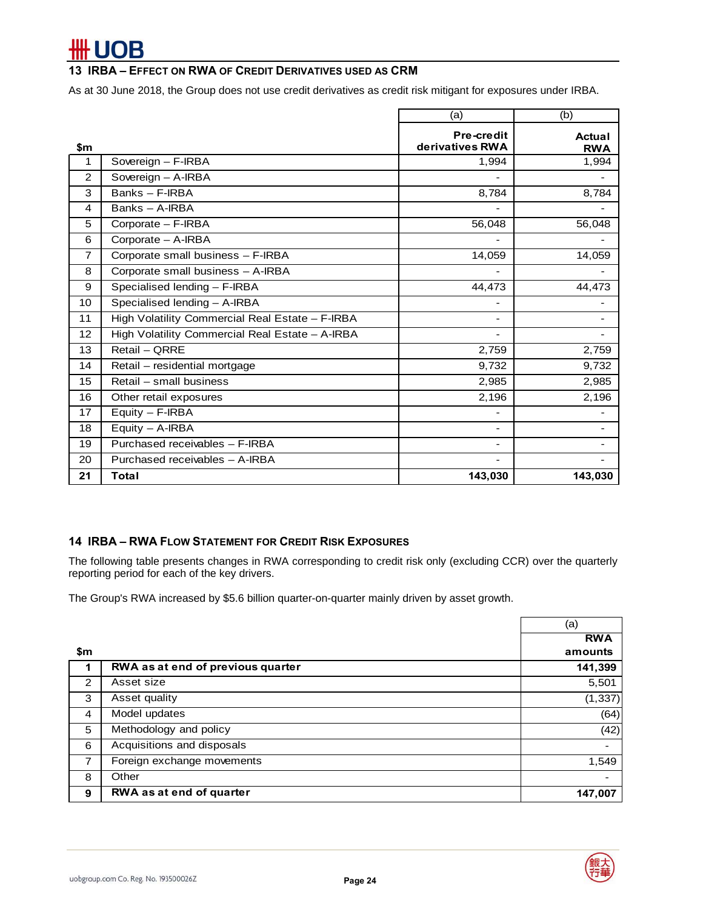## 13 IRBA – EFFECT ON RWA OF CREDIT DERIVATIVES USED AS CRM

As at 30 June 2018, the Group does not use credit derivatives as credit risk mitigant for exposures under IRBA.

| $m | | (a) Pre-credit derivatives RWA | (b) Actual RWA |
|---|---|---|---|
| 1 | Sovereign – F-IRBA | 1,994 | 1,994 |
| 2 | Sovereign – A-IRBA | - | - |
| 3 | Banks – F-IRBA | 8,784 | 8,784 |
| 4 | Banks – A-IRBA | - | - |
| 5 | Corporate – F-IRBA | 56,048 | 56,048 |
| 6 | Corporate – A-IRBA | - | - |
| 7 | Corporate small business – F-IRBA | 14,059 | 14,059 |
| 8 | Corporate small business – A-IRBA | - | - |
| 9 | Specialised lending – F-IRBA | 44,473 | 44,473 |
| 10 | Specialised lending – A-IRBA | - | - |
| 11 | High Volatility Commercial Real Estate – F-IRBA | - | - |
| 12 | High Volatility Commercial Real Estate – A-IRBA | - | - |
| 13 | Retail – QRRE | 2,759 | 2,759 |
| 14 | Retail – residential mortgage | 9,732 | 9,732 |
| 15 | Retail – small business | 2,985 | 2,985 |
| 16 | Other retail exposures | 2,196 | 2,196 |
| 17 | Equity – F-IRBA | - | - |
| 18 | Equity – A-IRBA | - | - |
| 19 | Purchased receivables – F-IRBA | - | - |
| 20 | Purchased receivables – A-IRBA | - | - |
| **21** | **Total** | **143,030** | **143,030** |

## 14 IRBA – RWA FLOW STATEMENT FOR CREDIT RISK EXPOSURES

The following table presents changes in RWA corresponding to credit risk only (excluding CCR) over the quarterly reporting period for each of the key drivers.

The Group's RWA increased by $5.6 billion quarter-on-quarter mainly driven by asset growth.

| $m | | (a) RWA amounts |
|---|---|---|
| **1** | **RWA as at end of previous quarter** | **141,399** |
| 2 | Asset size | 5,501 |
| 3 | Asset quality | (1,337) |
| 4 | Model updates | (64) |
| 5 | Methodology and policy | (42) |
| 6 | Acquisitions and disposals | - |
| 7 | Foreign exchange movements | 1,549 |
| 8 | Other | - |
| **9** | **RWA as at end of quarter** | **147,007** |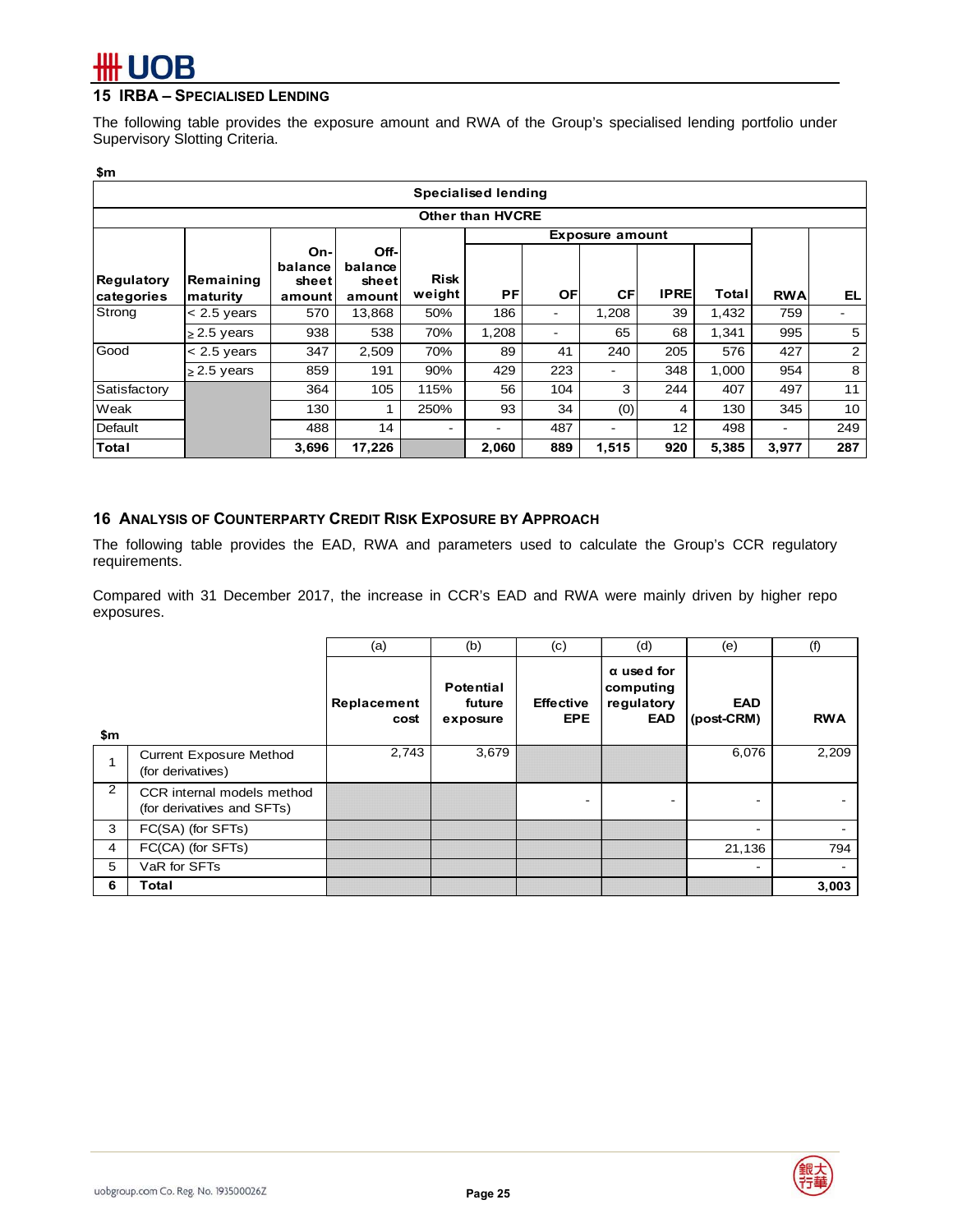## 15 IRBA – SPECIALISED LENDING

The following table provides the exposure amount and RWA of the Group's specialised lending portfolio under Supervisory Slotting Criteria.

$m

| Specialised lending | | | | | | | | | | | |
|---|---|---|---|---|---|---|---|---|---|---|---|
| Other than HVCRE | | | | | | | | | | | |
| | | | | | Exposure amount | | | | | | |
| Regulatory categories | Remaining maturity | On-balance sheet amount | Off-balance sheet amount | Risk weight | PF | OF | CF | IPRE | Total | RWA | EL |
| Strong | < 2.5 years | 570 | 13,868 | 50% | 186 | - | 1,208 | 39 | 1,432 | 759 | - |
| | ≥ 2.5 years | 938 | 538 | 70% | 1,208 | - | 65 | 68 | 1,341 | 995 | 5 |
| Good | < 2.5 years | 347 | 2,509 | 70% | 89 | 41 | 240 | 205 | 576 | 427 | 2 |
| | ≥ 2.5 years | 859 | 191 | 90% | 429 | 223 | - | 348 | 1,000 | 954 | 8 |
| Satisfactory | | 364 | 105 | 115% | 56 | 104 | 3 | 244 | 407 | 497 | 11 |
| Weak | | 130 | 1 | 250% | 93 | 34 | (0) | 4 | 130 | 345 | 10 |
| Default | | 488 | 14 | - | - | 487 | - | 12 | 498 | - | 249 |
| **Total** | | **3,696** | **17,226** | | **2,060** | **889** | **1,515** | **920** | **5,385** | **3,977** | **287** |

## 16 ANALYSIS OF COUNTERPARTY CREDIT RISK EXPOSURE BY APPROACH

The following table provides the EAD, RWA and parameters used to calculate the Group's CCR regulatory requirements.

Compared with 31 December 2017, the increase in CCR's EAD and RWA were mainly driven by higher repo exposures.

| | | (a) | (b) | (c) | (d) | (e) | (f) |
|---|---|---|---|---|---|---|---|
| $m | | Replacement cost | Potential future exposure | Effective EPE | α used for computing regulatory EAD | EAD (post-CRM) | RWA |
| 1 | Current Exposure Method (for derivatives) | 2,743 | 3,679 | | | 6,076 | 2,209 |
| 2 | CCR internal models method (for derivatives and SFTs) | | | - | - | - | - |
| 3 | FC(SA) (for SFTs) | | | | | - | - |
| 4 | FC(CA) (for SFTs) | | | | | 21,136 | 794 |
| 5 | VaR for SFTs | | | | | - | - |
| **6** | **Total** | | | | | | **3,003** |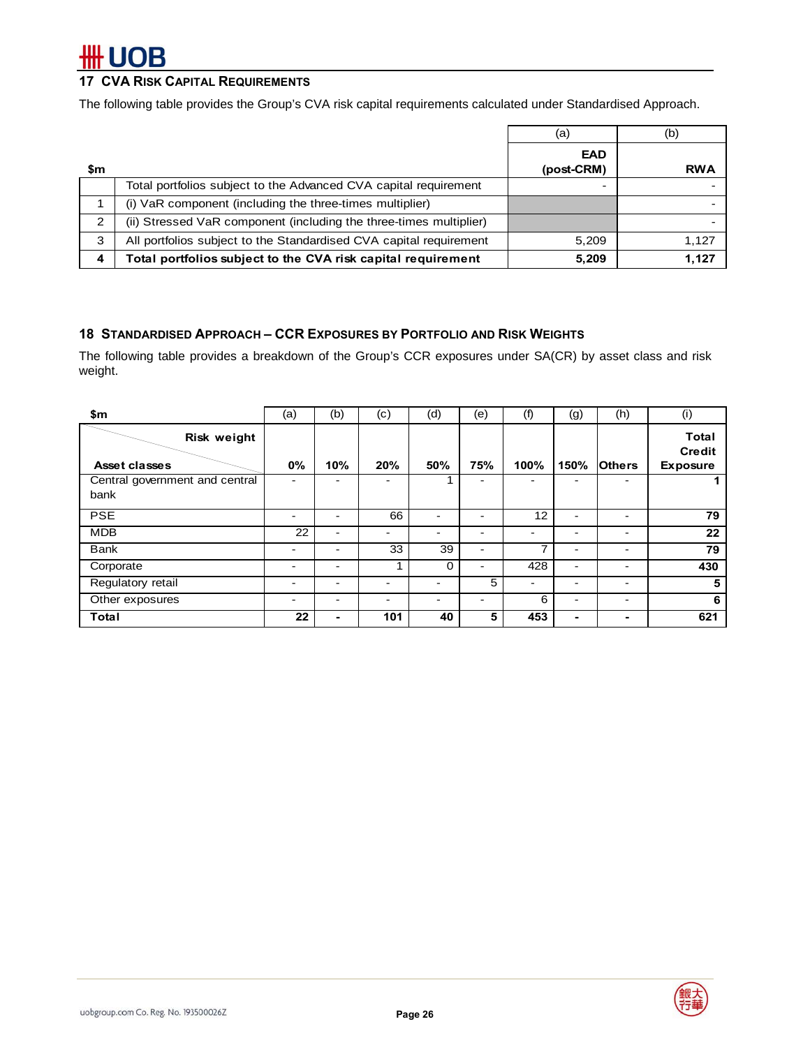## 17 CVA Risk Capital Requirements

The following table provides the Group's CVA risk capital requirements calculated under Standardised Approach.

| $m | | (a) EAD (post-CRM) | (b) RWA |
|---|---|---|---|
| | Total portfolios subject to the Advanced CVA capital requirement | - | - |
| 1 | (i) VaR component (including the three-times multiplier) | | - |
| 2 | (ii) Stressed VaR component (including the three-times multiplier) | | - |
| 3 | All portfolios subject to the Standardised CVA capital requirement | 5,209 | 1,127 |
| **4** | **Total portfolios subject to the CVA risk capital requirement** | **5,209** | **1,127** |

## 18 Standardised Approach – CCR Exposures by Portfolio and Risk Weights

The following table provides a breakdown of the Group's CCR exposures under SA(CR) by asset class and risk weight.

| $m | (a) | (b) | (c) | (d) | (e) | (f) | (g) | (h) | (i) |
|---|---|---|---|---|---|---|---|---|---|
| **Asset classes** / **Risk weight** | **0%** | **10%** | **20%** | **50%** | **75%** | **100%** | **150%** | **Others** | **Total Credit Exposure** |
| Central government and central bank | - | - | - | 1 | - | - | - | - | **1** |
| PSE | - | - | 66 | - | - | 12 | - | - | **79** |
| MDB | 22 | - | - | - | - | - | - | - | **22** |
| Bank | - | - | 33 | 39 | - | 7 | - | - | **79** |
| Corporate | - | - | 1 | 0 | - | 428 | - | - | **430** |
| Regulatory retail | - | - | - | - | 5 | - | - | - | **5** |
| Other exposures | - | - | - | - | - | 6 | - | - | **6** |
| **Total** | **22** | **-** | **101** | **40** | **5** | **453** | **-** | **-** | **621** |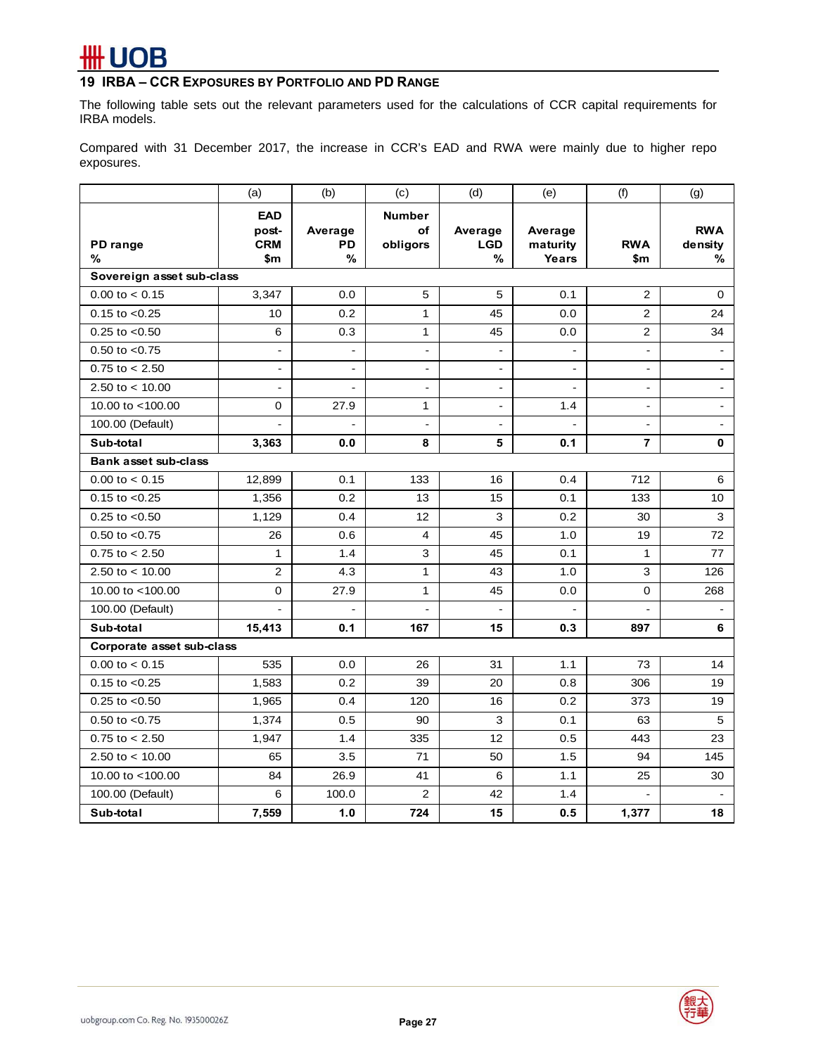## 19 IRBA – CCR EXPOSURES BY PORTFOLIO AND PD RANGE

The following table sets out the relevant parameters used for the calculations of CCR capital requirements for IRBA models.

Compared with 31 December 2017, the increase in CCR's EAD and RWA were mainly due to higher repo exposures.

| | (a) | (b) | (c) | (d) | (e) | (f) | (g) |
|---|---|---|---|---|---|---|---|
| **PD range %** | **EAD post-CRM $m** | **Average PD %** | **Number of obligors** | **Average LGD %** | **Average maturity Years** | **RWA $m** | **RWA density %** |
| **Sovereign asset sub-class** | | | | | | | |
| 0.00 to < 0.15 | 3,347 | 0.0 | 5 | 5 | 0.1 | 2 | 0 |
| 0.15 to <0.25 | 10 | 0.2 | 1 | 45 | 0.0 | 2 | 24 |
| 0.25 to <0.50 | 6 | 0.3 | 1 | 45 | 0.0 | 2 | 34 |
| 0.50 to <0.75 | - | - | - | - | - | - | - |
| 0.75 to < 2.50 | - | - | - | - | - | - | - |
| 2.50 to < 10.00 | - | - | - | - | - | - | - |
| 10.00 to <100.00 | 0 | 27.9 | 1 | - | 1.4 | - | - |
| 100.00 (Default) | - | - | - | - | - | - | - |
| **Sub-total** | **3,363** | **0.0** | **8** | **5** | **0.1** | **7** | **0** |
| **Bank asset sub-class** | | | | | | | |
| 0.00 to < 0.15 | 12,899 | 0.1 | 133 | 16 | 0.4 | 712 | 6 |
| 0.15 to <0.25 | 1,356 | 0.2 | 13 | 15 | 0.1 | 133 | 10 |
| 0.25 to <0.50 | 1,129 | 0.4 | 12 | 3 | 0.2 | 30 | 3 |
| 0.50 to <0.75 | 26 | 0.6 | 4 | 45 | 1.0 | 19 | 72 |
| 0.75 to < 2.50 | 1 | 1.4 | 3 | 45 | 0.1 | 1 | 77 |
| 2.50 to < 10.00 | 2 | 4.3 | 1 | 43 | 1.0 | 3 | 126 |
| 10.00 to <100.00 | 0 | 27.9 | 1 | 45 | 0.0 | 0 | 268 |
| 100.00 (Default) | - | - | - | - | - | - | - |
| **Sub-total** | **15,413** | **0.1** | **167** | **15** | **0.3** | **897** | **6** |
| **Corporate asset sub-class** | | | | | | | |
| 0.00 to < 0.15 | 535 | 0.0 | 26 | 31 | 1.1 | 73 | 14 |
| 0.15 to <0.25 | 1,583 | 0.2 | 39 | 20 | 0.8 | 306 | 19 |
| 0.25 to <0.50 | 1,965 | 0.4 | 120 | 16 | 0.2 | 373 | 19 |
| 0.50 to <0.75 | 1,374 | 0.5 | 90 | 3 | 0.1 | 63 | 5 |
| 0.75 to < 2.50 | 1,947 | 1.4 | 335 | 12 | 0.5 | 443 | 23 |
| 2.50 to < 10.00 | 65 | 3.5 | 71 | 50 | 1.5 | 94 | 145 |
| 10.00 to <100.00 | 84 | 26.9 | 41 | 6 | 1.1 | 25 | 30 |
| 100.00 (Default) | 6 | 100.0 | 2 | 42 | 1.4 | - | - |
| **Sub-total** | **7,559** | **1.0** | **724** | **15** | **0.5** | **1,377** | **18** |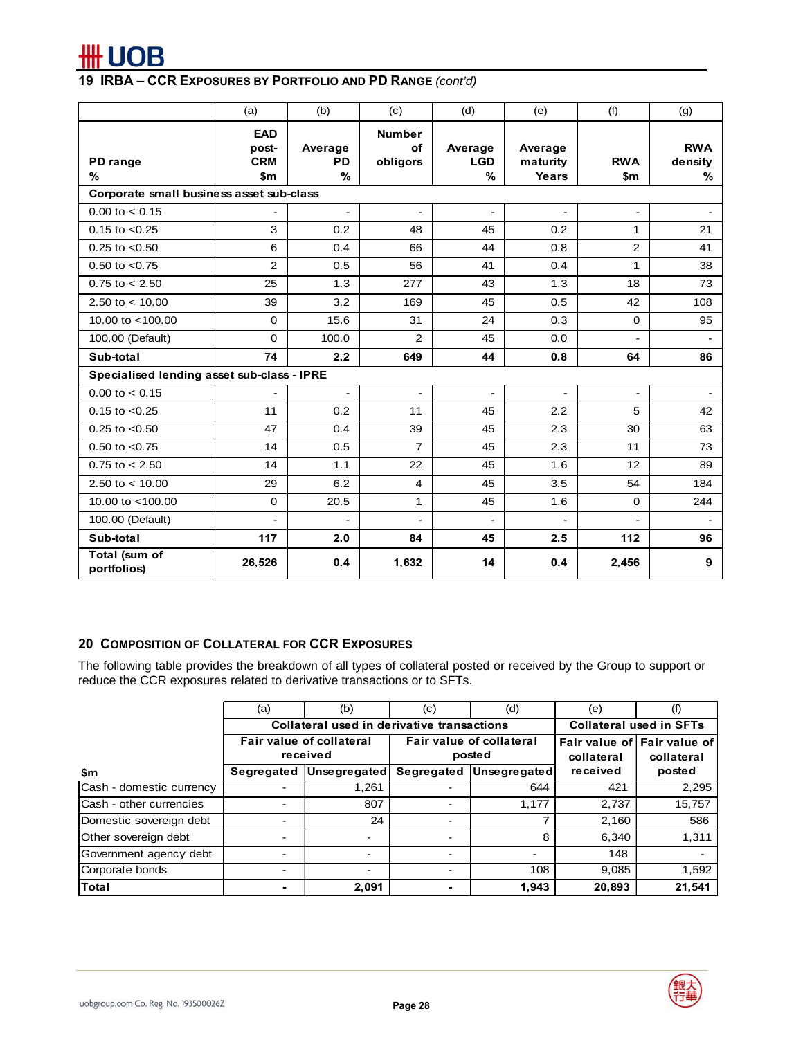## 19 IRBA – CCR Exposures by Portfolio and PD Range *(cont'd)*

| | (a) | (b) | (c) | (d) | (e) | (f) | (g) |
|---|---|---|---|---|---|---|---|
| PD range % | EAD post-CRM $m | Average PD % | Number of obligors | Average LGD % | Average maturity Years | RWA $m | RWA density % |
| **Corporate small business asset sub-class** | | | | | | | |
| 0.00 to < 0.15 | - | - | - | - | - | - | - |
| 0.15 to <0.25 | 3 | 0.2 | 48 | 45 | 0.2 | 1 | 21 |
| 0.25 to <0.50 | 6 | 0.4 | 66 | 44 | 0.8 | 2 | 41 |
| 0.50 to <0.75 | 2 | 0.5 | 56 | 41 | 0.4 | 1 | 38 |
| 0.75 to < 2.50 | 25 | 1.3 | 277 | 43 | 1.3 | 18 | 73 |
| 2.50 to < 10.00 | 39 | 3.2 | 169 | 45 | 0.5 | 42 | 108 |
| 10.00 to <100.00 | 0 | 15.6 | 31 | 24 | 0.3 | 0 | 95 |
| 100.00 (Default) | 0 | 100.0 | 2 | 45 | 0.0 | - | - |
| **Sub-total** | **74** | **2.2** | **649** | **44** | **0.8** | **64** | **86** |
| **Specialised lending asset sub-class - IPRE** | | | | | | | |
| 0.00 to < 0.15 | - | - | - | - | - | - | - |
| 0.15 to <0.25 | 11 | 0.2 | 11 | 45 | 2.2 | 5 | 42 |
| 0.25 to <0.50 | 47 | 0.4 | 39 | 45 | 2.3 | 30 | 63 |
| 0.50 to <0.75 | 14 | 0.5 | 7 | 45 | 2.3 | 11 | 73 |
| 0.75 to < 2.50 | 14 | 1.1 | 22 | 45 | 1.6 | 12 | 89 |
| 2.50 to < 10.00 | 29 | 6.2 | 4 | 45 | 3.5 | 54 | 184 |
| 10.00 to <100.00 | 0 | 20.5 | 1 | 45 | 1.6 | 0 | 244 |
| 100.00 (Default) | - | - | - | - | - | - | - |
| **Sub-total** | **117** | **2.0** | **84** | **45** | **2.5** | **112** | **96** |
| **Total (sum of portfolios)** | **26,526** | **0.4** | **1,632** | **14** | **0.4** | **2,456** | **9** |

## 20 Composition of Collateral for CCR Exposures

The following table provides the breakdown of all types of collateral posted or received by the Group to support or reduce the CCR exposures related to derivative transactions or to SFTs.

| | (a) | (b) | (c) | (d) | (e) | (f) |
|---|---|---|---|---|---|---|
| | Collateral used in derivative transactions | | | | Collateral used in SFTs | |
| | Fair value of collateral received | | Fair value of collateral posted | | Fair value of collateral received | Fair value of collateral posted |
| $m | Segregated | Unsegregated | Segregated | Unsegregated | | |
| Cash - domestic currency | - | 1,261 | - | 644 | 421 | 2,295 |
| Cash - other currencies | - | 807 | - | 1,177 | 2,737 | 15,757 |
| Domestic sovereign debt | - | 24 | - | 7 | 2,160 | 586 |
| Other sovereign debt | - | - | - | 8 | 6,340 | 1,311 |
| Government agency debt | - | - | - | - | 148 | - |
| Corporate bonds | - | - | - | 108 | 9,085 | 1,592 |
| **Total** | **-** | **2,091** | **-** | **1,943** | **20,893** | **21,541** |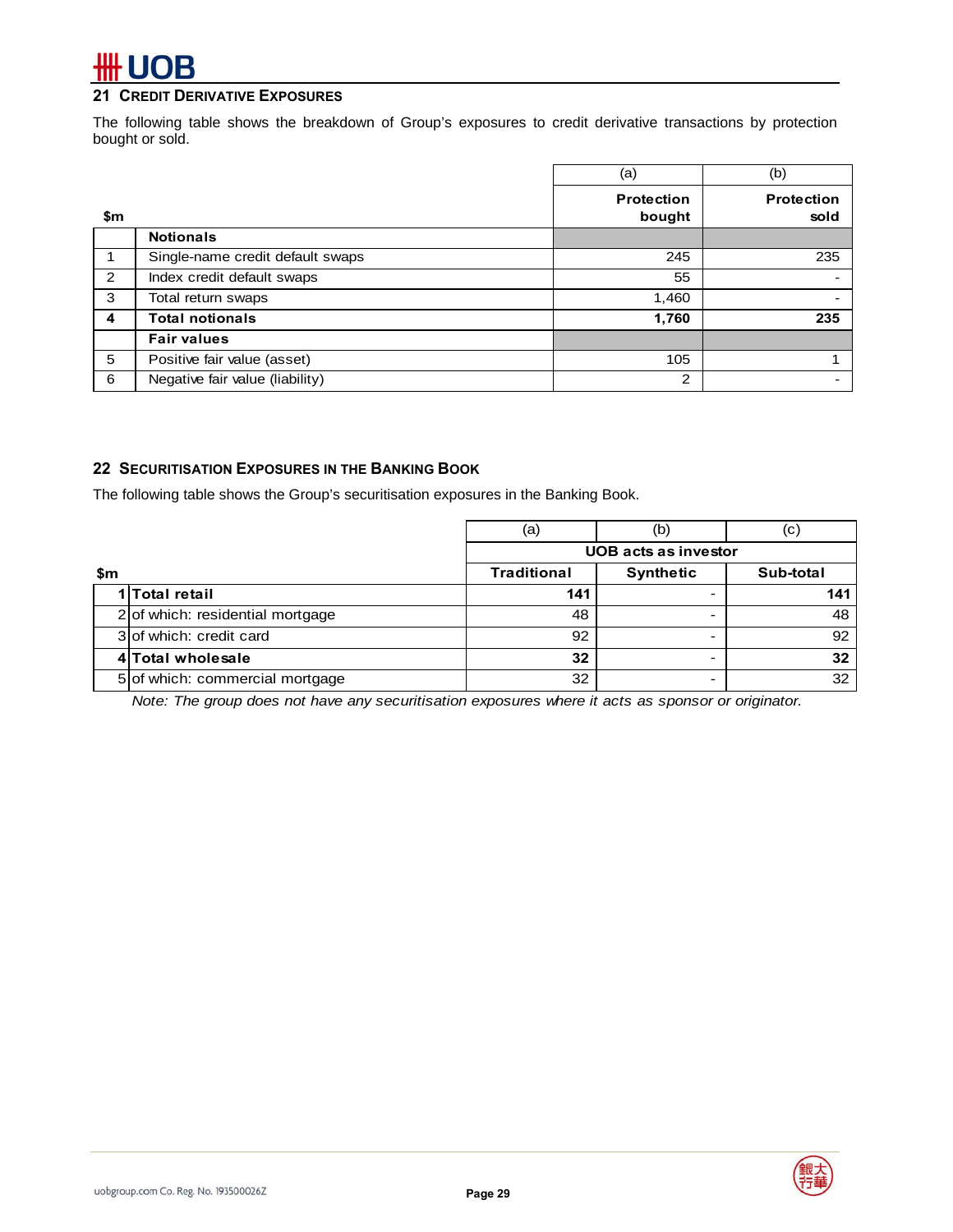## 21 Credit Derivative Exposures

The following table shows the breakdown of Group's exposures to credit derivative transactions by protection bought or sold.

| $m | | (a) | (b) |
|---|---|---|---|
| | | **Protection bought** | **Protection sold** |
| | **Notionals** | | |
| 1 | Single-name credit default swaps | 245 | 235 |
| 2 | Index credit default swaps | 55 | - |
| 3 | Total return swaps | 1,460 | - |
| **4** | **Total notionals** | **1,760** | **235** |
| | **Fair values** | | |
| 5 | Positive fair value (asset) | 105 | 1 |
| 6 | Negative fair value (liability) | 2 | - |

## 22 Securitisation Exposures in the Banking Book

The following table shows the Group's securitisation exposures in the Banking Book.

| $m | | (a) | (b) | (c) |
|---|---|---|---|---|
| | | **UOB acts as investor** | | |
| | | **Traditional** | **Synthetic** | **Sub-total** |
| **1** | **Total retail** | **141** | - | **141** |
| 2 | of which: residential mortgage | 48 | - | 48 |
| 3 | of which: credit card | 92 | - | 92 |
| **4** | **Total wholesale** | **32** | - | **32** |
| 5 | of which: commercial mortgage | 32 | - | 32 |

*Note: The group does not have any securitisation exposures where it acts as sponsor or originator.*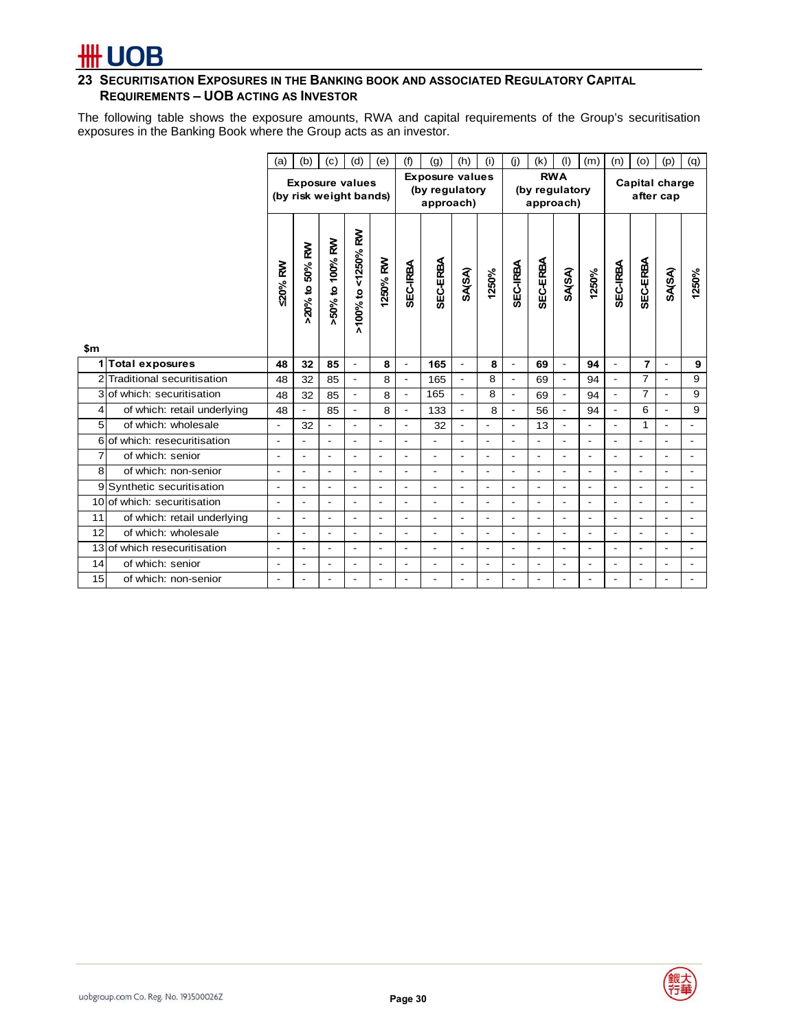## 23 Securitisation Exposures in the Banking Book and Associated Regulatory Capital Requirements – UOB acting as Investor

The following table shows the exposure amounts, RWA and capital requirements of the Group's securitisation exposures in the Banking Book where the Group acts as an investor.

| | | (a) | (b) | (c) | (d) | (e) | (f) | (g) | (h) | (i) | (j) | (k) | (l) | (m) | (n) | (o) | (p) | (q) |
|---|---|---|---|---|---|---|---|---|---|---|---|---|---|---|---|---|---|---|
| | | Exposure values (by risk weight bands) | | | | | Exposure values (by regulatory approach) | | | | RWA (by regulatory approach) | | | | Capital charge after cap | | | |
| $m | | ≤20% RW | >20% to 50% RW | >50% to 100% RW | >100% to <1250% RW | 1250% RW | SEC-IRBA | SEC-ERBA | SA(SA) | 1250% | SEC-IRBA | SEC-ERBA | SA(SA) | 1250% | SEC-IRBA | SEC-ERBA | SA(SA) | 1250% |
| 1 | **Total exposures** | **48** | **32** | **85** | - | **8** | - | **165** | - | **8** | - | **69** | - | **94** | - | **7** | - | **9** |
| 2 | Traditional securitisation | 48 | 32 | 85 | - | 8 | - | 165 | - | 8 | - | 69 | - | 94 | - | 7 | - | 9 |
| 3 | of which: securitisation | 48 | 32 | 85 | - | 8 | - | 165 | - | 8 | - | 69 | - | 94 | - | 7 | - | 9 |
| 4 | of which: retail underlying | 48 | - | 85 | - | 8 | - | 133 | - | 8 | - | 56 | - | 94 | - | 6 | - | 9 |
| 5 | of which: wholesale | - | 32 | - | - | - | - | 32 | - | - | - | 13 | - | - | - | 1 | - | - |
| 6 | of which: resecuritisation | - | - | - | - | - | - | - | - | - | - | - | - | - | - | - | - | - |
| 7 | of which: senior | - | - | - | - | - | - | - | - | - | - | - | - | - | - | - | - | - |
| 8 | of which: non-senior | - | - | - | - | - | - | - | - | - | - | - | - | - | - | - | - | - |
| 9 | Synthetic securitisation | - | - | - | - | - | - | - | - | - | - | - | - | - | - | - | - | - |
| 10 | of which: securitisation | - | - | - | - | - | - | - | - | - | - | - | - | - | - | - | - | - |
| 11 | of which: retail underlying | - | - | - | - | - | - | - | - | - | - | - | - | - | - | - | - | - |
| 12 | of which: wholesale | - | - | - | - | - | - | - | - | - | - | - | - | - | - | - | - | - |
| 13 | of which resecuritisation | - | - | - | - | - | - | - | - | - | - | - | - | - | - | - | - | - |
| 14 | of which: senior | - | - | - | - | - | - | - | - | - | - | - | - | - | - | - | - | - |
| 15 | of which: non-senior | - | - | - | - | - | - | - | - | - | - | - | - | - | - | - | - | - |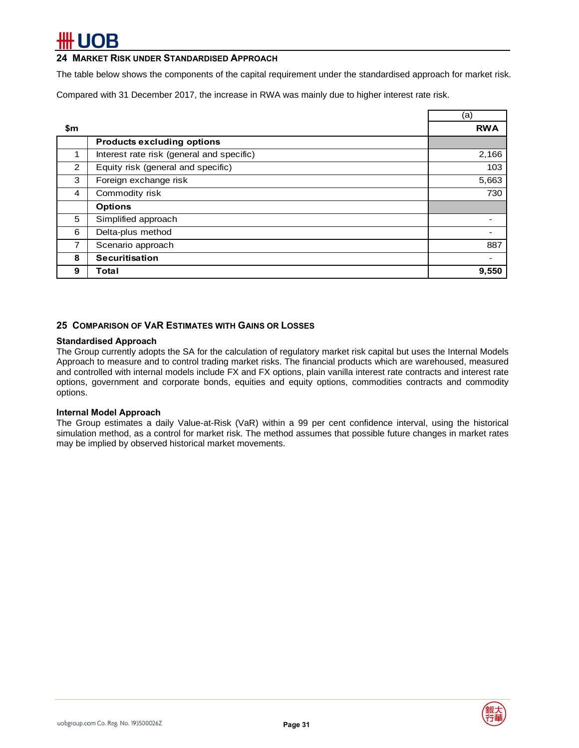## 24 Market Risk under Standardised Approach

The table below shows the components of the capital requirement under the standardised approach for market risk.

Compared with 31 December 2017, the increase in RWA was mainly due to higher interest rate risk.

| | | (a) |
|---|---|---|
| **$m** | | **RWA** |
| | **Products excluding options** | |
| 1 | Interest rate risk (general and specific) | 2,166 |
| 2 | Equity risk (general and specific) | 103 |
| 3 | Foreign exchange risk | 5,663 |
| 4 | Commodity risk | 730 |
| | **Options** | |
| 5 | Simplified approach | - |
| 6 | Delta-plus method | - |
| 7 | Scenario approach | 887 |
| **8** | **Securitisation** | - |
| **9** | **Total** | **9,550** |

## 25 Comparison of VaR Estimates with Gains or Losses

**Standardised Approach**

The Group currently adopts the SA for the calculation of regulatory market risk capital but uses the Internal Models Approach to measure and to control trading market risks. The financial products which are warehoused, measured and controlled with internal models include FX and FX options, plain vanilla interest rate contracts and interest rate options, government and corporate bonds, equities and equity options, commodities contracts and commodity options.

**Internal Model Approach**

The Group estimates a daily Value-at-Risk (VaR) within a 99 per cent confidence interval, using the historical simulation method, as a control for market risk. The method assumes that possible future changes in market rates may be implied by observed historical market movements.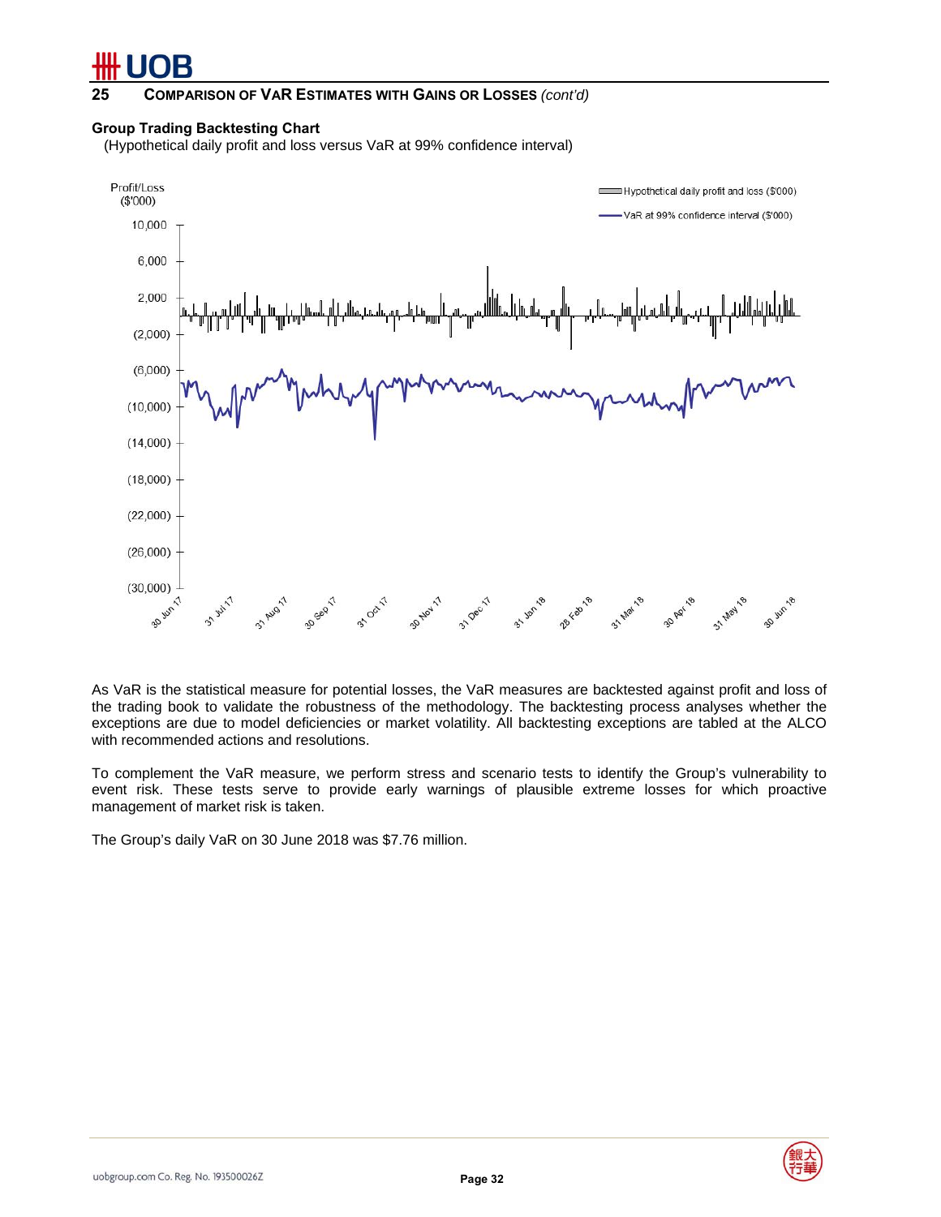## 25 COMPARISON OF VaR ESTIMATES WITH GAINS OR LOSSES *(cont'd)*

**Group Trading Backtesting Chart**

(Hypothetical daily profit and loss versus VaR at 99% confidence interval)

As VaR is the statistical measure for potential losses, the VaR measures are backtested against profit and loss of the trading book to validate the robustness of the methodology. The backtesting process analyses whether the exceptions are due to model deficiencies or market volatility. All backtesting exceptions are tabled at the ALCO with recommended actions and resolutions.

To complement the VaR measure, we perform stress and scenario tests to identify the Group's vulnerability to event risk. These tests serve to provide early warnings of plausible extreme losses for which proactive management of market risk is taken.

The Group's daily VaR on 30 June 2018 was $7.76 million.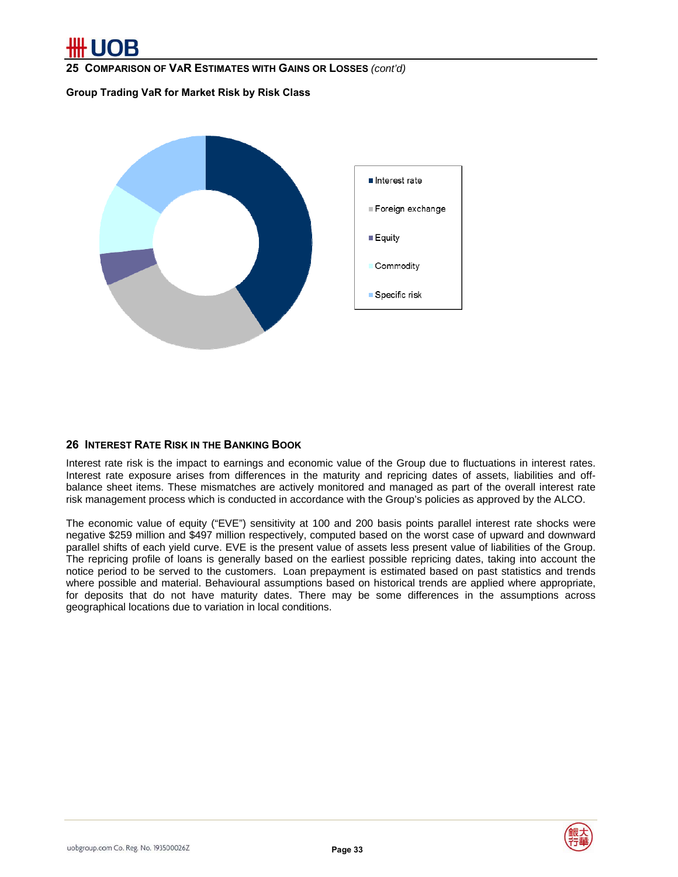## 25 COMPARISON OF VAR ESTIMATES WITH GAINS OR LOSSES *(cont'd)*

**Group Trading VaR for Market Risk by Risk Class**

- Interest rate
- Foreign exchange
- Equity
- Commodity
- Specific risk

## 26 INTEREST RATE RISK IN THE BANKING BOOK

Interest rate risk is the impact to earnings and economic value of the Group due to fluctuations in interest rates. Interest rate exposure arises from differences in the maturity and repricing dates of assets, liabilities and off-balance sheet items. These mismatches are actively monitored and managed as part of the overall interest rate risk management process which is conducted in accordance with the Group's policies as approved by the ALCO.

The economic value of equity ("EVE") sensitivity at 100 and 200 basis points parallel interest rate shocks were negative $259 million and $497 million respectively, computed based on the worst case of upward and downward parallel shifts of each yield curve. EVE is the present value of assets less present value of liabilities of the Group. The repricing profile of loans is generally based on the earliest possible repricing dates, taking into account the notice period to be served to the customers. Loan prepayment is estimated based on past statistics and trends where possible and material. Behavioural assumptions based on historical trends are applied where appropriate, for deposits that do not have maturity dates. There may be some differences in the assumptions across geographical locations due to variation in local conditions.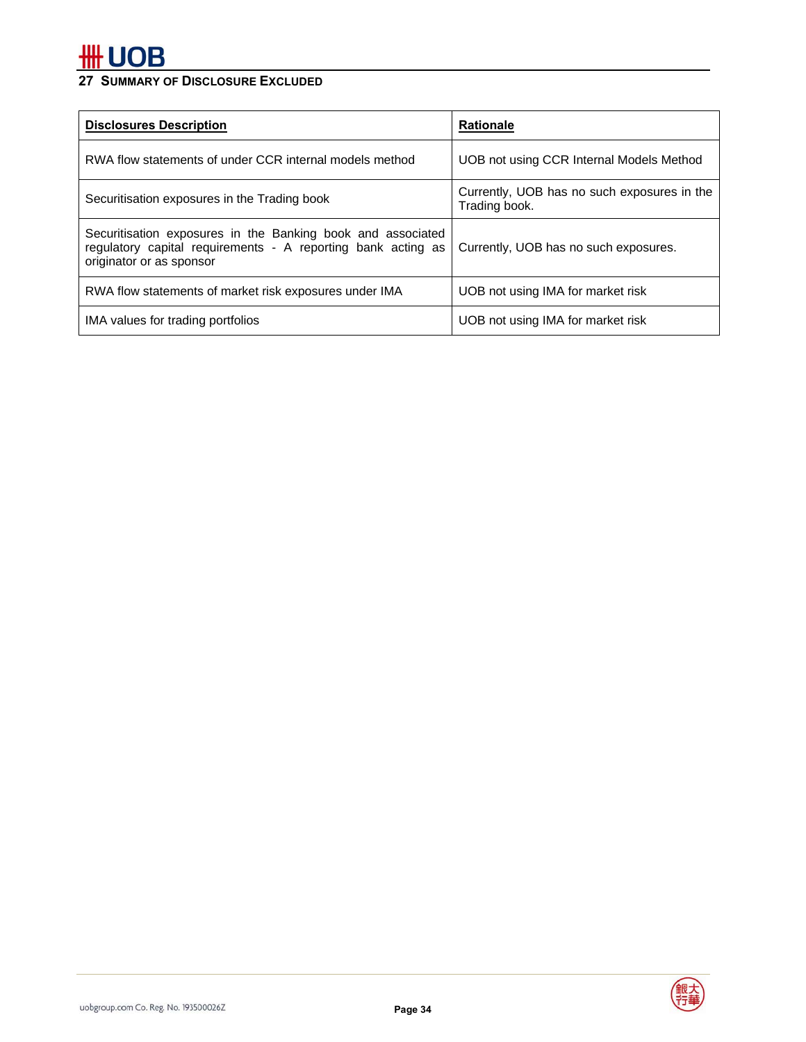## 27 Summary of Disclosure Excluded

| Disclosures Description | Rationale |
|---|---|
| RWA flow statements of under CCR internal models method | UOB not using CCR Internal Models Method |
| Securitisation exposures in the Trading book | Currently, UOB has no such exposures in the Trading book. |
| Securitisation exposures in the Banking book and associated regulatory capital requirements - A reporting bank acting as originator or as sponsor | Currently, UOB has no such exposures. |
| RWA flow statements of market risk exposures under IMA | UOB not using IMA for market risk |
| IMA values for trading portfolios | UOB not using IMA for market risk |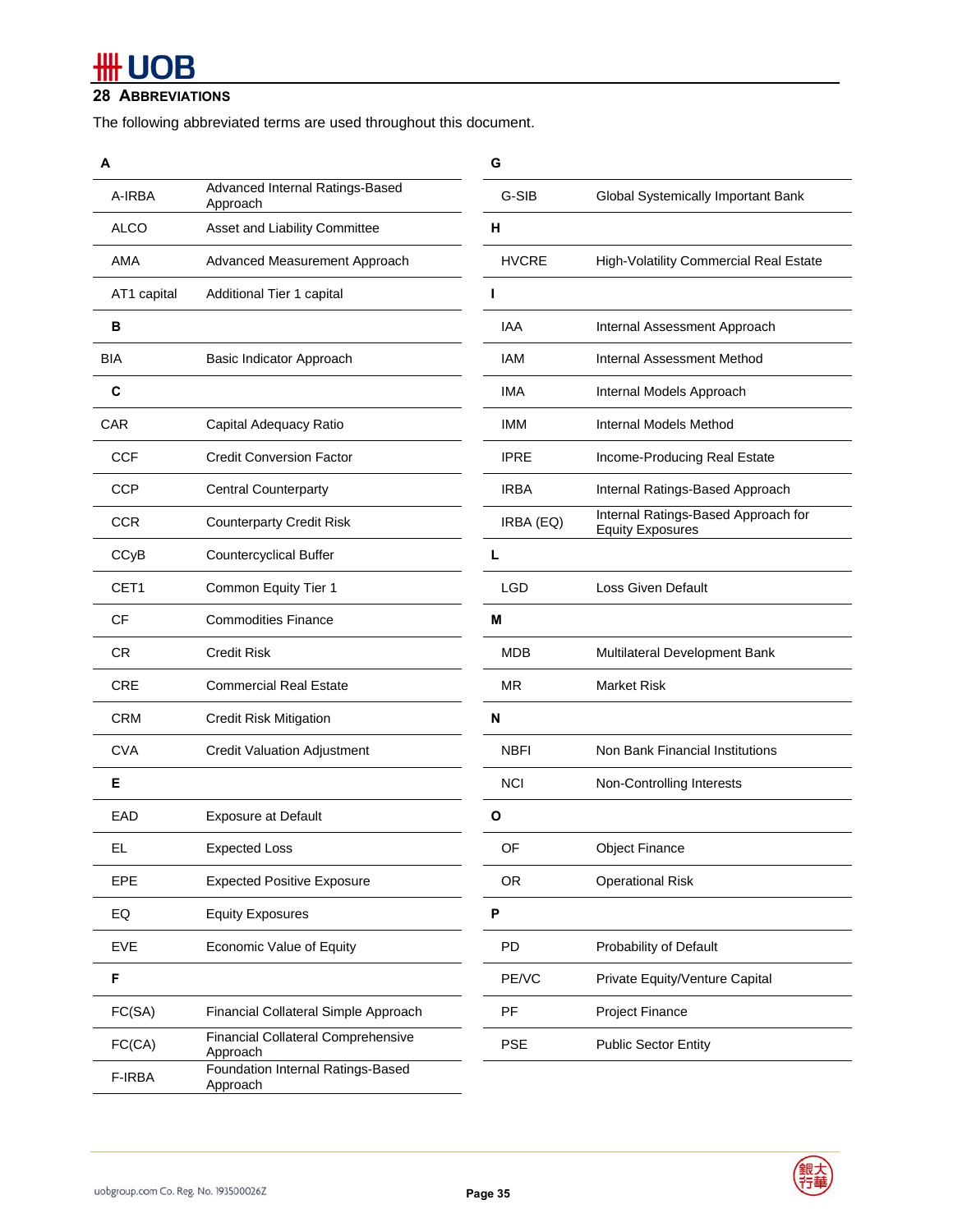## 28 Abbreviations

The following abbreviated terms are used throughout this document.

| | |
|---|---|
| **A** | |
| A-IRBA | Advanced Internal Ratings-Based Approach |
| ALCO | Asset and Liability Committee |
| AMA | Advanced Measurement Approach |
| AT1 capital | Additional Tier 1 capital |
| **B** | |
| BIA | Basic Indicator Approach |
| **C** | |
| CAR | Capital Adequacy Ratio |
| CCF | Credit Conversion Factor |
| CCP | Central Counterparty |
| CCR | Counterparty Credit Risk |
| CCyB | Countercyclical Buffer |
| CET1 | Common Equity Tier 1 |
| CF | Commodities Finance |
| CR | Credit Risk |
| CRE | Commercial Real Estate |
| CRM | Credit Risk Mitigation |
| CVA | Credit Valuation Adjustment |
| **E** | |
| EAD | Exposure at Default |
| EL | Expected Loss |
| EPE | Expected Positive Exposure |
| EQ | Equity Exposures |
| EVE | Economic Value of Equity |
| **F** | |
| FC(SA) | Financial Collateral Simple Approach |
| FC(CA) | Financial Collateral Comprehensive Approach |
| F-IRBA | Foundation Internal Ratings-Based Approach |
| **G** | |
| G-SIB | Global Systemically Important Bank |
| **H** | |
| HVCRE | High-Volatility Commercial Real Estate |
| **I** | |
| IAA | Internal Assessment Approach |
| IAM | Internal Assessment Method |
| IMA | Internal Models Approach |
| IMM | Internal Models Method |
| IPRE | Income-Producing Real Estate |
| IRBA | Internal Ratings-Based Approach |
| IRBA (EQ) | Internal Ratings-Based Approach for Equity Exposures |
| **L** | |
| LGD | Loss Given Default |
| **M** | |
| MDB | Multilateral Development Bank |
| MR | Market Risk |
| **N** | |
| NBFI | Non Bank Financial Institutions |
| NCI | Non-Controlling Interests |
| **O** | |
| OF | Object Finance |
| OR | Operational Risk |
| **P** | |
| PD | Probability of Default |
| PE/VC | Private Equity/Venture Capital |
| PF | Project Finance |
| PSE | Public Sector Entity |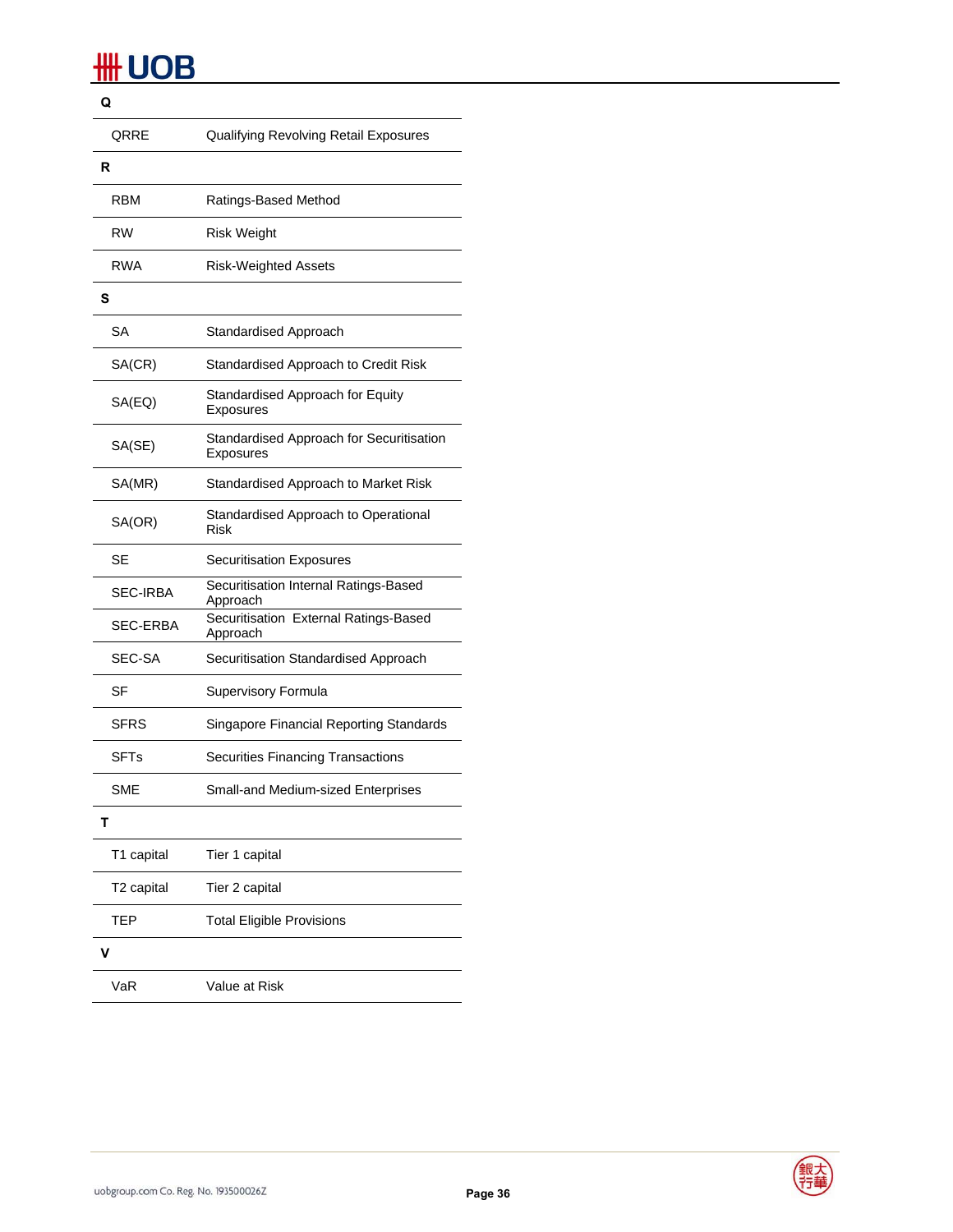| | |
|---|---|
| **Q** | |
| QRRE | Qualifying Revolving Retail Exposures |
| **R** | |
| RBM | Ratings-Based Method |
| RW | Risk Weight |
| RWA | Risk-Weighted Assets |
| **S** | |
| SA | Standardised Approach |
| SA(CR) | Standardised Approach to Credit Risk |
| SA(EQ) | Standardised Approach for Equity Exposures |
| SA(SE) | Standardised Approach for Securitisation Exposures |
| SA(MR) | Standardised Approach to Market Risk |
| SA(OR) | Standardised Approach to Operational Risk |
| SE | Securitisation Exposures |
| SEC-IRBA | Securitisation Internal Ratings-Based Approach |
| SEC-ERBA | Securitisation External Ratings-Based Approach |
| SEC-SA | Securitisation Standardised Approach |
| SF | Supervisory Formula |
| SFRS | Singapore Financial Reporting Standards |
| SFTs | Securities Financing Transactions |
| SME | Small-and Medium-sized Enterprises |
| **T** | |
| T1 capital | Tier 1 capital |
| T2 capital | Tier 2 capital |
| TEP | Total Eligible Provisions |
| **V** | |
| VaR | Value at Risk |